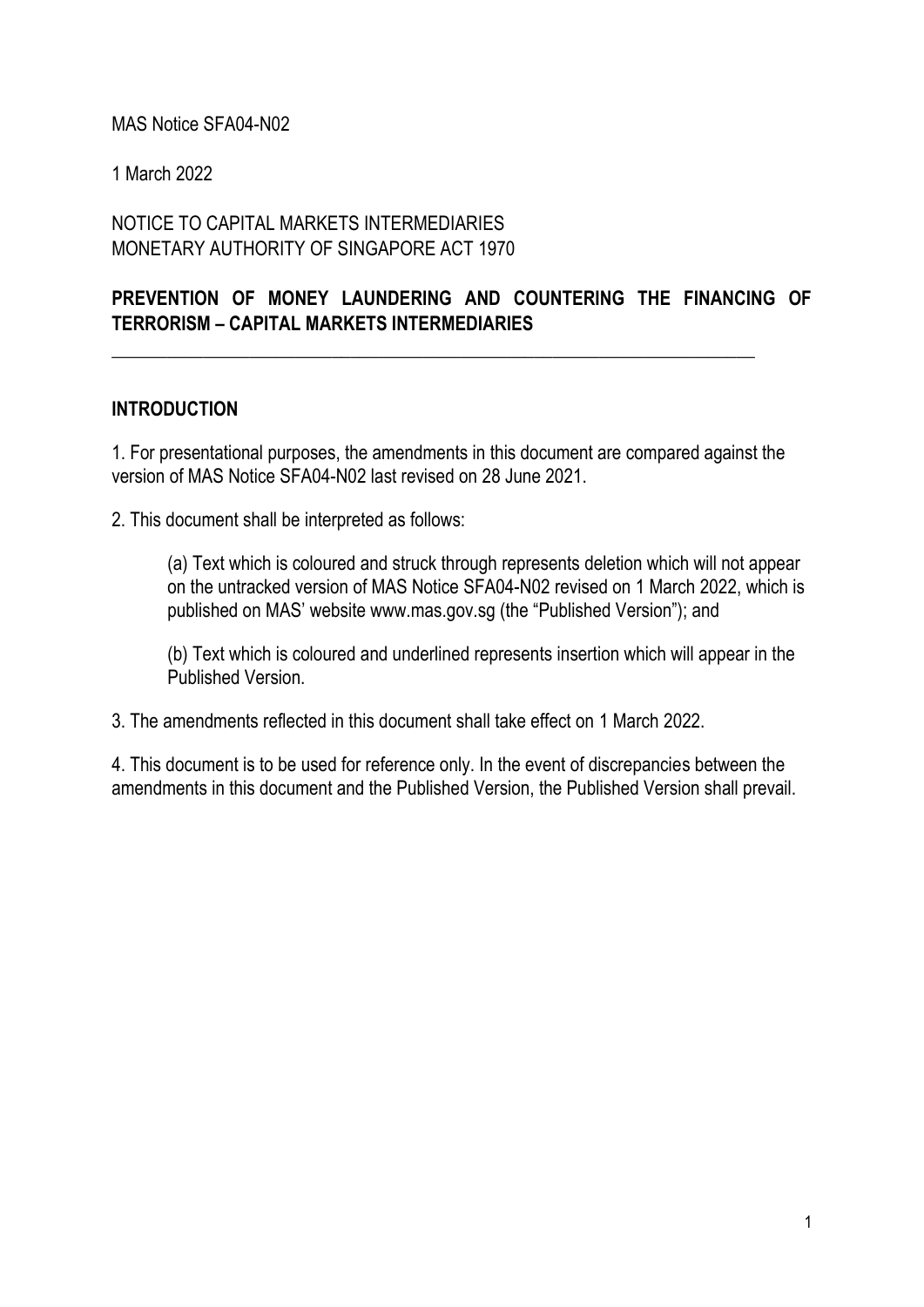MAS Notice SFA04-N02

1 March 2022

NOTICE TO CAPITAL MARKETS INTERMEDIARIES
MONETARY AUTHORITY OF SINGAPORE ACT 1970

# PREVENTION OF MONEY LAUNDERING AND COUNTERING THE FINANCING OF TERRORISM – CAPITAL MARKETS INTERMEDIARIES

---

## INTRODUCTION

1. For presentational purposes, the amendments in this document are compared against the version of MAS Notice SFA04-N02 last revised on 28 June 2021.

2. This document shall be interpreted as follows:

   (a) Text which is coloured and struck through represents deletion which will not appear on the untracked version of MAS Notice SFA04-N02 revised on 1 March 2022, which is published on MAS' website www.mas.gov.sg (the "Published Version"); and

   (b) Text which is coloured and underlined represents insertion which will appear in the Published Version.

3. The amendments reflected in this document shall take effect on 1 March 2022.

4. This document is to be used for reference only. In the event of discrepancies between the amendments in this document and the Published Version, the Published Version shall prevail.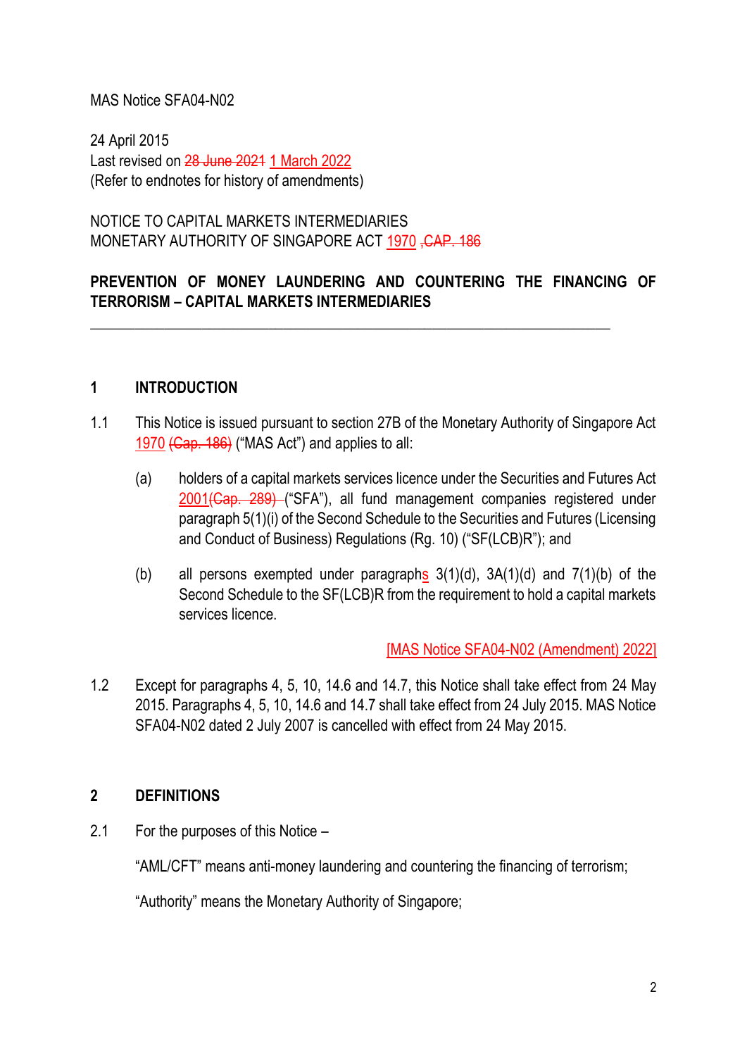MAS Notice SFA04-N02

24 April 2015
Last revised on ~~28 June 2021~~ 1 March 2022
(Refer to endnotes for history of amendments)

NOTICE TO CAPITAL MARKETS INTERMEDIARIES
MONETARY AUTHORITY OF SINGAPORE ACT 1970 ~~,CAP. 186~~

**PREVENTION OF MONEY LAUNDERING AND COUNTERING THE FINANCING OF TERRORISM – CAPITAL MARKETS INTERMEDIARIES**

---

## 1 INTRODUCTION

1.1 This Notice is issued pursuant to section 27B of the Monetary Authority of Singapore Act 1970 ~~(Cap. 186)~~ ("MAS Act") and applies to all:

(a) holders of a capital markets services licence under the Securities and Futures Act 2001~~(Cap. 289)~~ ("SFA"), all fund management companies registered under paragraph 5(1)(i) of the Second Schedule to the Securities and Futures (Licensing and Conduct of Business) Regulations (Rg. 10) ("SF(LCB)R"); and

(b) all persons exempted under paragraphs 3(1)(d), 3A(1)(d) and 7(1)(b) of the Second Schedule to the SF(LCB)R from the requirement to hold a capital markets services licence.

[MAS Notice SFA04-N02 (Amendment) 2022]

1.2 Except for paragraphs 4, 5, 10, 14.6 and 14.7, this Notice shall take effect from 24 May 2015. Paragraphs 4, 5, 10, 14.6 and 14.7 shall take effect from 24 July 2015. MAS Notice SFA04-N02 dated 2 July 2007 is cancelled with effect from 24 May 2015.

## 2 DEFINITIONS

2.1 For the purposes of this Notice –

"AML/CFT" means anti-money laundering and countering the financing of terrorism;

"Authority" means the Monetary Authority of Singapore;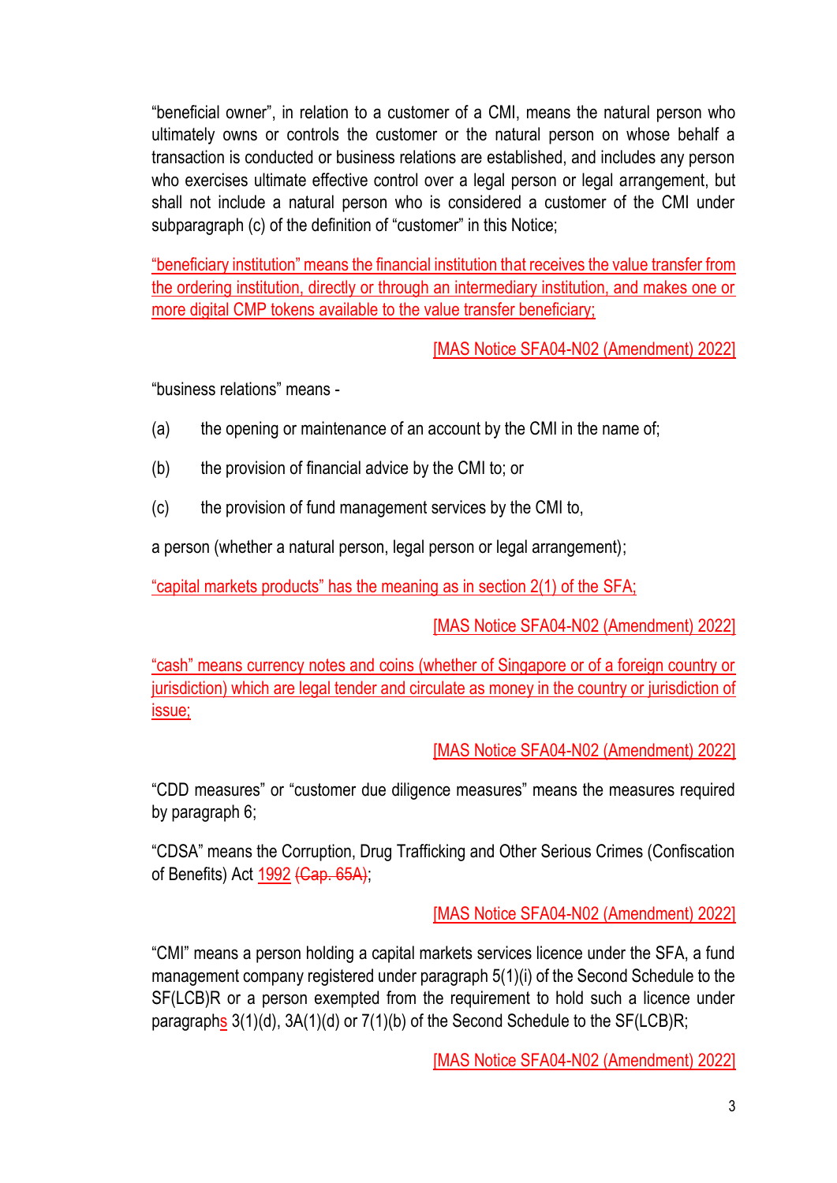"beneficial owner", in relation to a customer of a CMI, means the natural person who ultimately owns or controls the customer or the natural person on whose behalf a transaction is conducted or business relations are established, and includes any person who exercises ultimate effective control over a legal person or legal arrangement, but shall not include a natural person who is considered a customer of the CMI under subparagraph (c) of the definition of "customer" in this Notice;

"beneficiary institution" means the financial institution that receives the value transfer from the ordering institution, directly or through an intermediary institution, and makes one or more digital CMP tokens available to the value transfer beneficiary;

[MAS Notice SFA04-N02 (Amendment) 2022]

"business relations" means -

(a) the opening or maintenance of an account by the CMI in the name of;

(b) the provision of financial advice by the CMI to; or

(c) the provision of fund management services by the CMI to,

a person (whether a natural person, legal person or legal arrangement);

"capital markets products" has the meaning as in section 2(1) of the SFA;

[MAS Notice SFA04-N02 (Amendment) 2022]

"cash" means currency notes and coins (whether of Singapore or of a foreign country or jurisdiction) which are legal tender and circulate as money in the country or jurisdiction of issue;

[MAS Notice SFA04-N02 (Amendment) 2022]

"CDD measures" or "customer due diligence measures" means the measures required by paragraph 6;

"CDSA" means the Corruption, Drug Trafficking and Other Serious Crimes (Confiscation of Benefits) Act 1992 ~~(Cap. 65A)~~;

[MAS Notice SFA04-N02 (Amendment) 2022]

"CMI" means a person holding a capital markets services licence under the SFA, a fund management company registered under paragraph 5(1)(i) of the Second Schedule to the SF(LCB)R or a person exempted from the requirement to hold such a licence under paragraphs 3(1)(d), 3A(1)(d) or 7(1)(b) of the Second Schedule to the SF(LCB)R;

[MAS Notice SFA04-N02 (Amendment) 2022]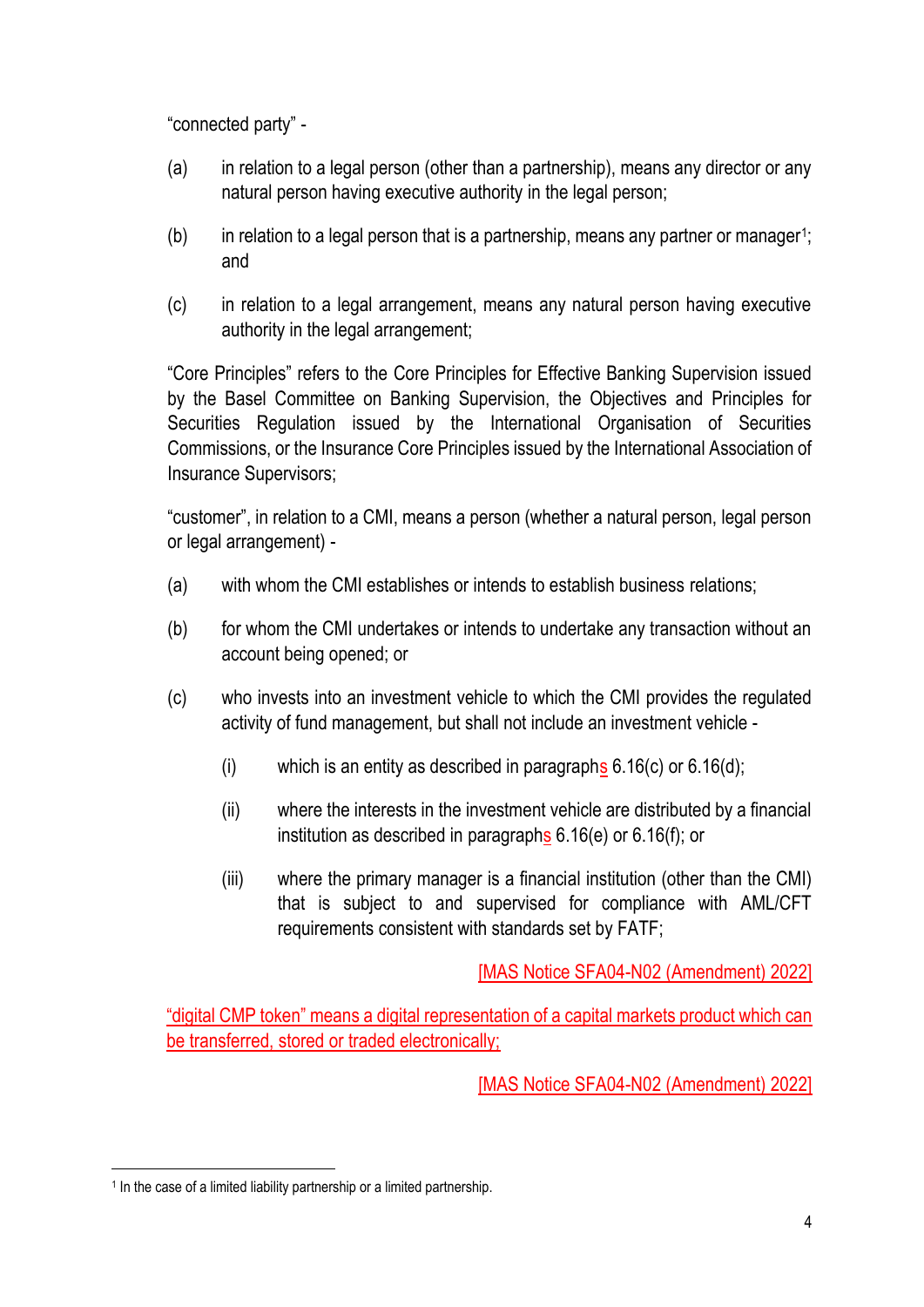"connected party" -

(a) in relation to a legal person (other than a partnership), means any director or any natural person having executive authority in the legal person;

(b) in relation to a legal person that is a partnership, means any partner or manager[1]; and

(c) in relation to a legal arrangement, means any natural person having executive authority in the legal arrangement;

"Core Principles" refers to the Core Principles for Effective Banking Supervision issued by the Basel Committee on Banking Supervision, the Objectives and Principles for Securities Regulation issued by the International Organisation of Securities Commissions, or the Insurance Core Principles issued by the International Association of Insurance Supervisors;

"customer", in relation to a CMI, means a person (whether a natural person, legal person or legal arrangement) -

(a) with whom the CMI establishes or intends to establish business relations;

(b) for whom the CMI undertakes or intends to undertake any transaction without an account being opened; or

(c) who invests into an investment vehicle to which the CMI provides the regulated activity of fund management, but shall not include an investment vehicle -

(i) which is an entity as described in paragraphs 6.16(c) or 6.16(d);

(ii) where the interests in the investment vehicle are distributed by a financial institution as described in paragraphs 6.16(e) or 6.16(f); or

(iii) where the primary manager is a financial institution (other than the CMI) that is subject to and supervised for compliance with AML/CFT requirements consistent with standards set by FATF;

[MAS Notice SFA04-N02 (Amendment) 2022]

"digital CMP token" means a digital representation of a capital markets product which can be transferred, stored or traded electronically;

[MAS Notice SFA04-N02 (Amendment) 2022]

[1] In the case of a limited liability partnership or a limited partnership.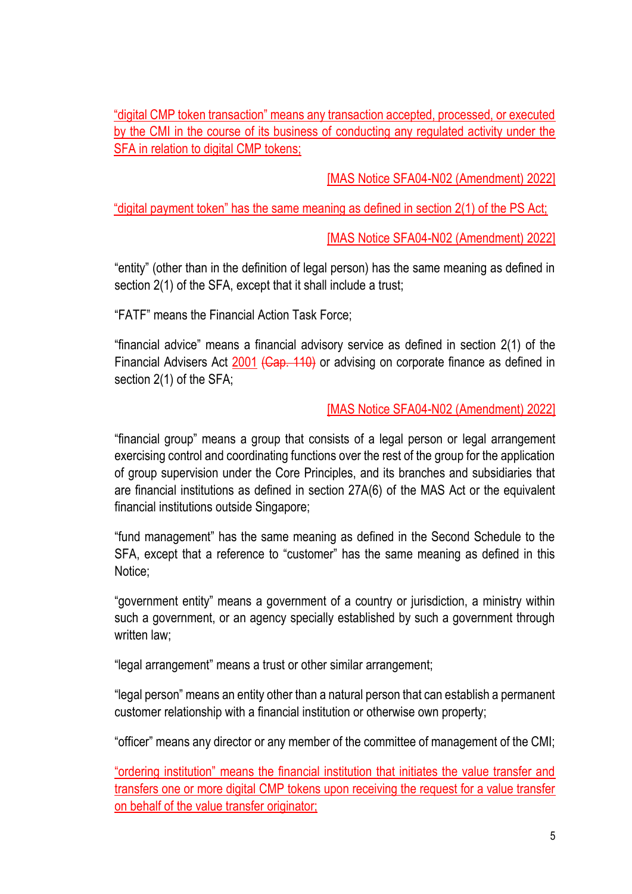"digital CMP token transaction" means any transaction accepted, processed, or executed by the CMI in the course of its business of conducting any regulated activity under the SFA in relation to digital CMP tokens;

[MAS Notice SFA04-N02 (Amendment) 2022]

"digital payment token" has the same meaning as defined in section 2(1) of the PS Act;

[MAS Notice SFA04-N02 (Amendment) 2022]

"entity" (other than in the definition of legal person) has the same meaning as defined in section 2(1) of the SFA, except that it shall include a trust;

"FATF" means the Financial Action Task Force;

"financial advice" means a financial advisory service as defined in section 2(1) of the Financial Advisers Act 2001 ~~(Cap. 110)~~ or advising on corporate finance as defined in section 2(1) of the SFA;

[MAS Notice SFA04-N02 (Amendment) 2022]

"financial group" means a group that consists of a legal person or legal arrangement exercising control and coordinating functions over the rest of the group for the application of group supervision under the Core Principles, and its branches and subsidiaries that are financial institutions as defined in section 27A(6) of the MAS Act or the equivalent financial institutions outside Singapore;

"fund management" has the same meaning as defined in the Second Schedule to the SFA, except that a reference to "customer" has the same meaning as defined in this Notice;

"government entity" means a government of a country or jurisdiction, a ministry within such a government, or an agency specially established by such a government through written law;

"legal arrangement" means a trust or other similar arrangement;

"legal person" means an entity other than a natural person that can establish a permanent customer relationship with a financial institution or otherwise own property;

"officer" means any director or any member of the committee of management of the CMI;

"ordering institution" means the financial institution that initiates the value transfer and transfers one or more digital CMP tokens upon receiving the request for a value transfer on behalf of the value transfer originator;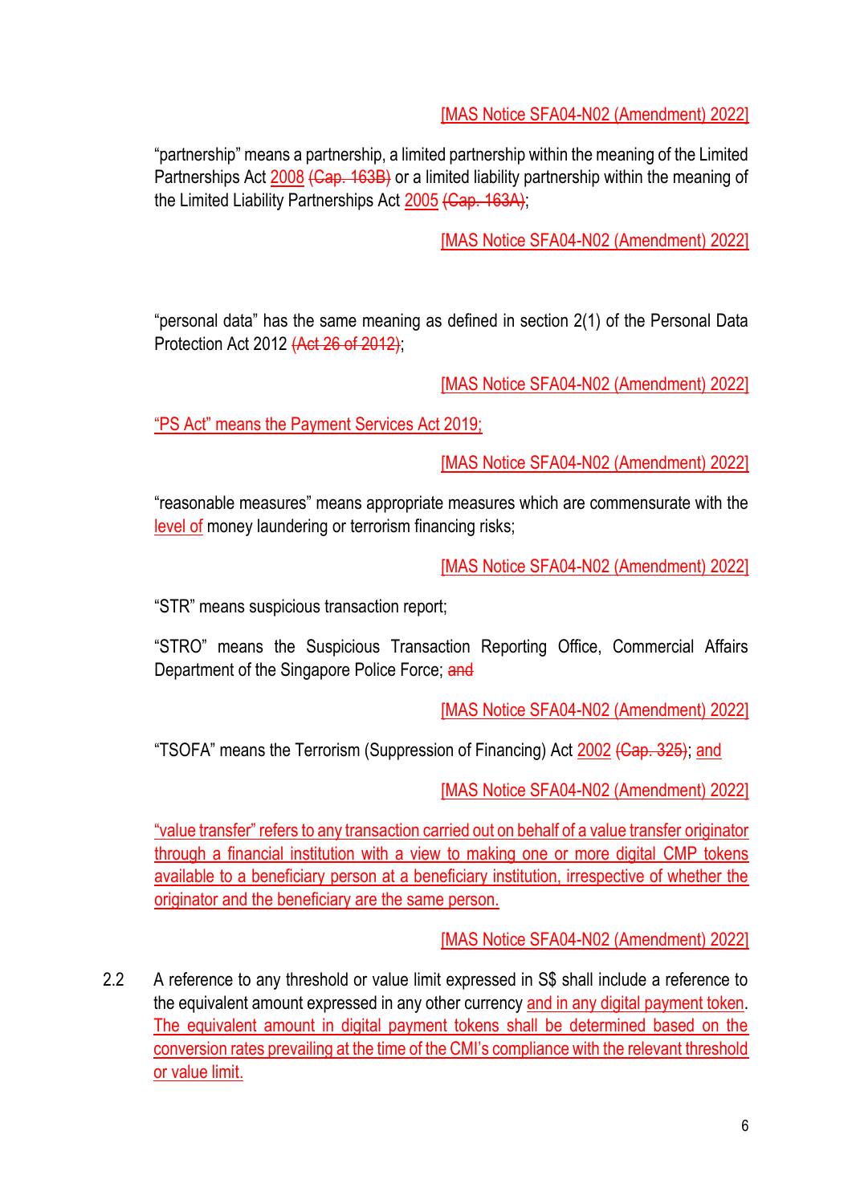[MAS Notice SFA04-N02 (Amendment) 2022]

"partnership" means a partnership, a limited partnership within the meaning of the Limited Partnerships Act 2008 (Cap. 163B) or a limited liability partnership within the meaning of the Limited Liability Partnerships Act 2005 (Cap. 163A);

[MAS Notice SFA04-N02 (Amendment) 2022]

"personal data" has the same meaning as defined in section 2(1) of the Personal Data Protection Act 2012 (Act 26 of 2012);

[MAS Notice SFA04-N02 (Amendment) 2022]

"PS Act" means the Payment Services Act 2019;

[MAS Notice SFA04-N02 (Amendment) 2022]

"reasonable measures" means appropriate measures which are commensurate with the level of money laundering or terrorism financing risks;

[MAS Notice SFA04-N02 (Amendment) 2022]

"STR" means suspicious transaction report;

"STRO" means the Suspicious Transaction Reporting Office, Commercial Affairs Department of the Singapore Police Force; and

[MAS Notice SFA04-N02 (Amendment) 2022]

"TSOFA" means the Terrorism (Suppression of Financing) Act 2002 (Cap. 325); and

[MAS Notice SFA04-N02 (Amendment) 2022]

"value transfer" refers to any transaction carried out on behalf of a value transfer originator through a financial institution with a view to making one or more digital CMP tokens available to a beneficiary person at a beneficiary institution, irrespective of whether the originator and the beneficiary are the same person.

[MAS Notice SFA04-N02 (Amendment) 2022]

2.2 A reference to any threshold or value limit expressed in S$ shall include a reference to the equivalent amount expressed in any other currency and in any digital payment token. The equivalent amount in digital payment tokens shall be determined based on the conversion rates prevailing at the time of the CMI's compliance with the relevant threshold or value limit.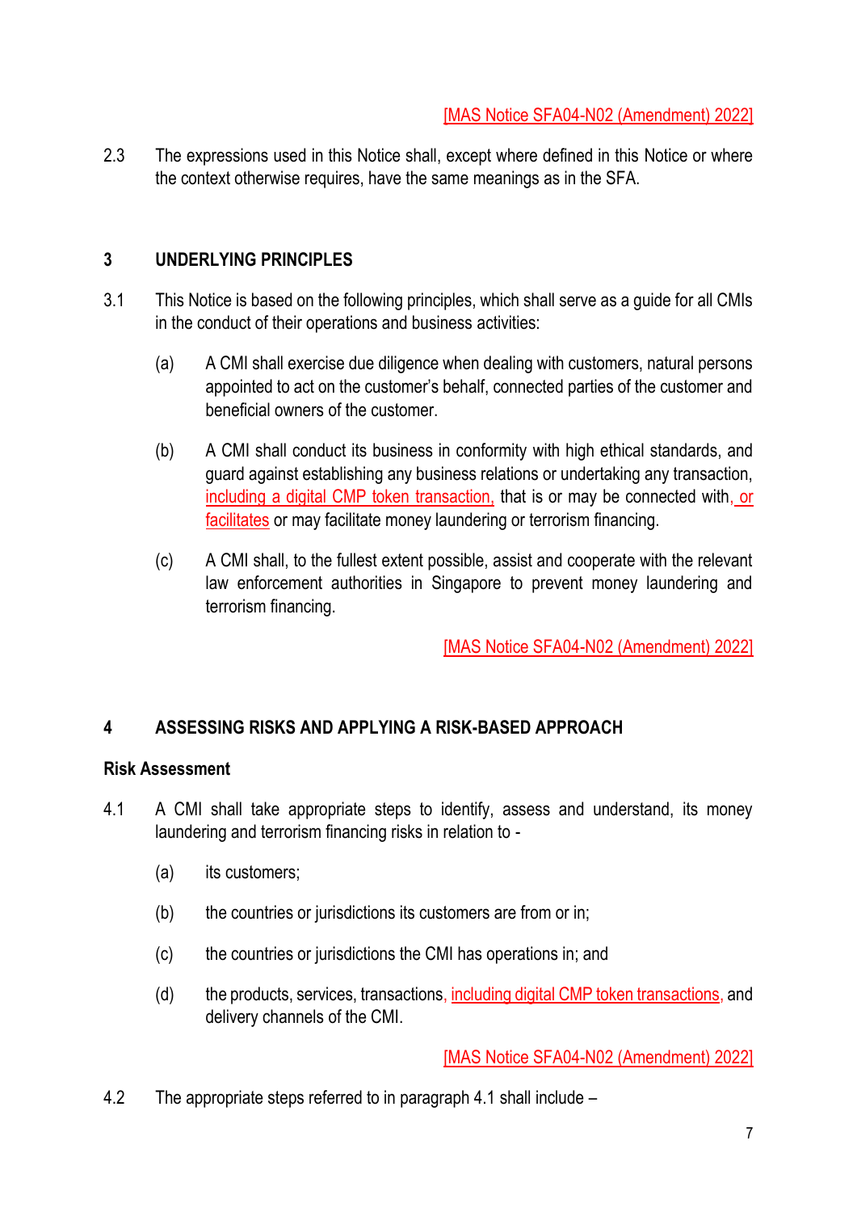[MAS Notice SFA04-N02 (Amendment) 2022]

2.3 The expressions used in this Notice shall, except where defined in this Notice or where the context otherwise requires, have the same meanings as in the SFA.

## 3 UNDERLYING PRINCIPLES

3.1 This Notice is based on the following principles, which shall serve as a guide for all CMIs in the conduct of their operations and business activities:

(a) A CMI shall exercise due diligence when dealing with customers, natural persons appointed to act on the customer's behalf, connected parties of the customer and beneficial owners of the customer.

(b) A CMI shall conduct its business in conformity with high ethical standards, and guard against establishing any business relations or undertaking any transaction, including a digital CMP token transaction, that is or may be connected with, or facilitates or may facilitate money laundering or terrorism financing.

(c) A CMI shall, to the fullest extent possible, assist and cooperate with the relevant law enforcement authorities in Singapore to prevent money laundering and terrorism financing.

[MAS Notice SFA04-N02 (Amendment) 2022]

## 4 ASSESSING RISKS AND APPLYING A RISK-BASED APPROACH

### Risk Assessment

4.1 A CMI shall take appropriate steps to identify, assess and understand, its money laundering and terrorism financing risks in relation to -

(a) its customers;

(b) the countries or jurisdictions its customers are from or in;

(c) the countries or jurisdictions the CMI has operations in; and

(d) the products, services, transactions, including digital CMP token transactions, and delivery channels of the CMI.

[MAS Notice SFA04-N02 (Amendment) 2022]

4.2 The appropriate steps referred to in paragraph 4.1 shall include –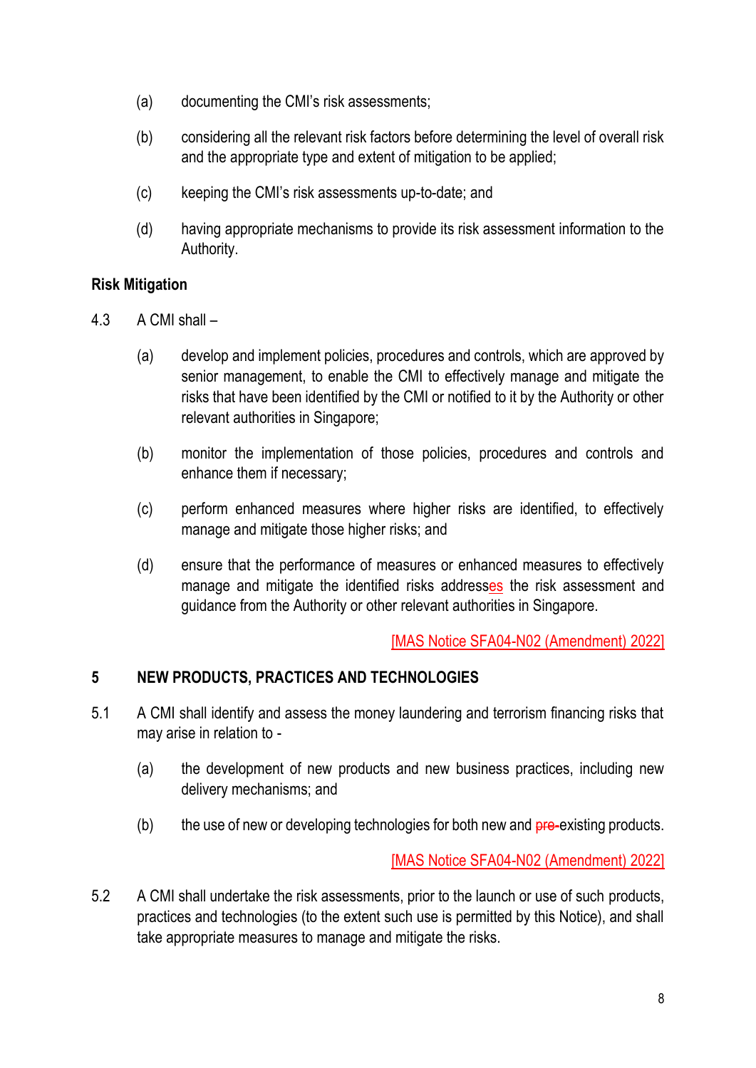(a) documenting the CMI's risk assessments;

(b) considering all the relevant risk factors before determining the level of overall risk and the appropriate type and extent of mitigation to be applied;

(c) keeping the CMI's risk assessments up-to-date; and

(d) having appropriate mechanisms to provide its risk assessment information to the Authority.

**Risk Mitigation**

4.3 A CMI shall –

(a) develop and implement policies, procedures and controls, which are approved by senior management, to enable the CMI to effectively manage and mitigate the risks that have been identified by the CMI or notified to it by the Authority or other relevant authorities in Singapore;

(b) monitor the implementation of those policies, procedures and controls and enhance them if necessary;

(c) perform enhanced measures where higher risks are identified, to effectively manage and mitigate those higher risks; and

(d) ensure that the performance of measures or enhanced measures to effectively manage and mitigate the identified risks addresses the risk assessment and guidance from the Authority or other relevant authorities in Singapore.

[MAS Notice SFA04-N02 (Amendment) 2022]

## 5 NEW PRODUCTS, PRACTICES AND TECHNOLOGIES

5.1 A CMI shall identify and assess the money laundering and terrorism financing risks that may arise in relation to -

(a) the development of new products and new business practices, including new delivery mechanisms; and

(b) the use of new or developing technologies for both new and ~~pre-~~existing products.

[MAS Notice SFA04-N02 (Amendment) 2022]

5.2 A CMI shall undertake the risk assessments, prior to the launch or use of such products, practices and technologies (to the extent such use is permitted by this Notice), and shall take appropriate measures to manage and mitigate the risks.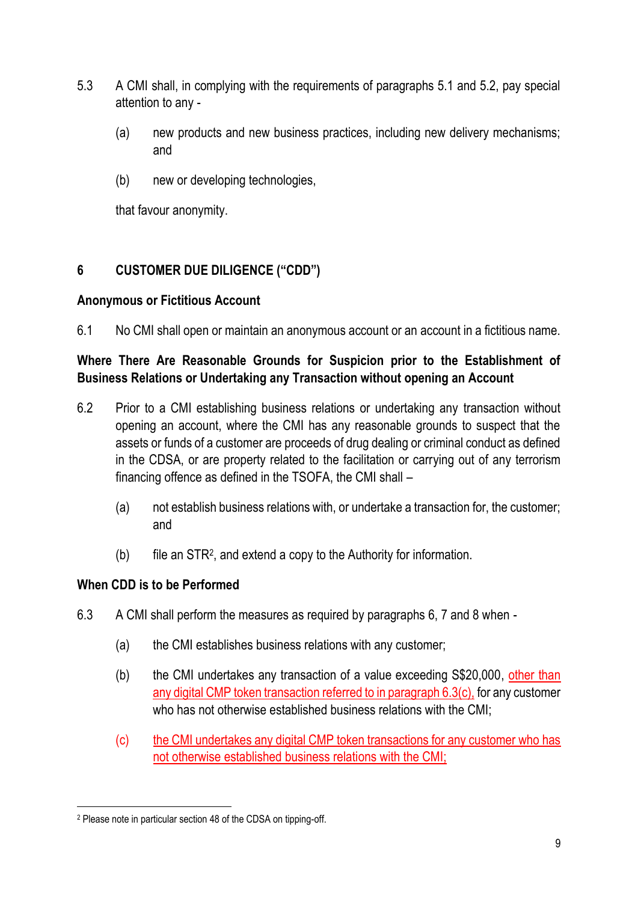5.3 A CMI shall, in complying with the requirements of paragraphs 5.1 and 5.2, pay special attention to any -

(a) new products and new business practices, including new delivery mechanisms; and

(b) new or developing technologies,

that favour anonymity.

## 6 CUSTOMER DUE DILIGENCE ("CDD")

**Anonymous or Fictitious Account**

6.1 No CMI shall open or maintain an anonymous account or an account in a fictitious name.

**Where There Are Reasonable Grounds for Suspicion prior to the Establishment of Business Relations or Undertaking any Transaction without opening an Account**

6.2 Prior to a CMI establishing business relations or undertaking any transaction without opening an account, where the CMI has any reasonable grounds to suspect that the assets or funds of a customer are proceeds of drug dealing or criminal conduct as defined in the CDSA, or are property related to the facilitation or carrying out of any terrorism financing offence as defined in the TSOFA, the CMI shall –

(a) not establish business relations with, or undertake a transaction for, the customer; and

(b) file an STR[2], and extend a copy to the Authority for information.

**When CDD is to be Performed**

6.3 A CMI shall perform the measures as required by paragraphs 6, 7 and 8 when -

(a) the CMI establishes business relations with any customer;

(b) the CMI undertakes any transaction of a value exceeding S$20,000, other than any digital CMP token transaction referred to in paragraph 6.3(c), for any customer who has not otherwise established business relations with the CMI;

(c) the CMI undertakes any digital CMP token transactions for any customer who has not otherwise established business relations with the CMI;

[2] Please note in particular section 48 of the CDSA on tipping-off.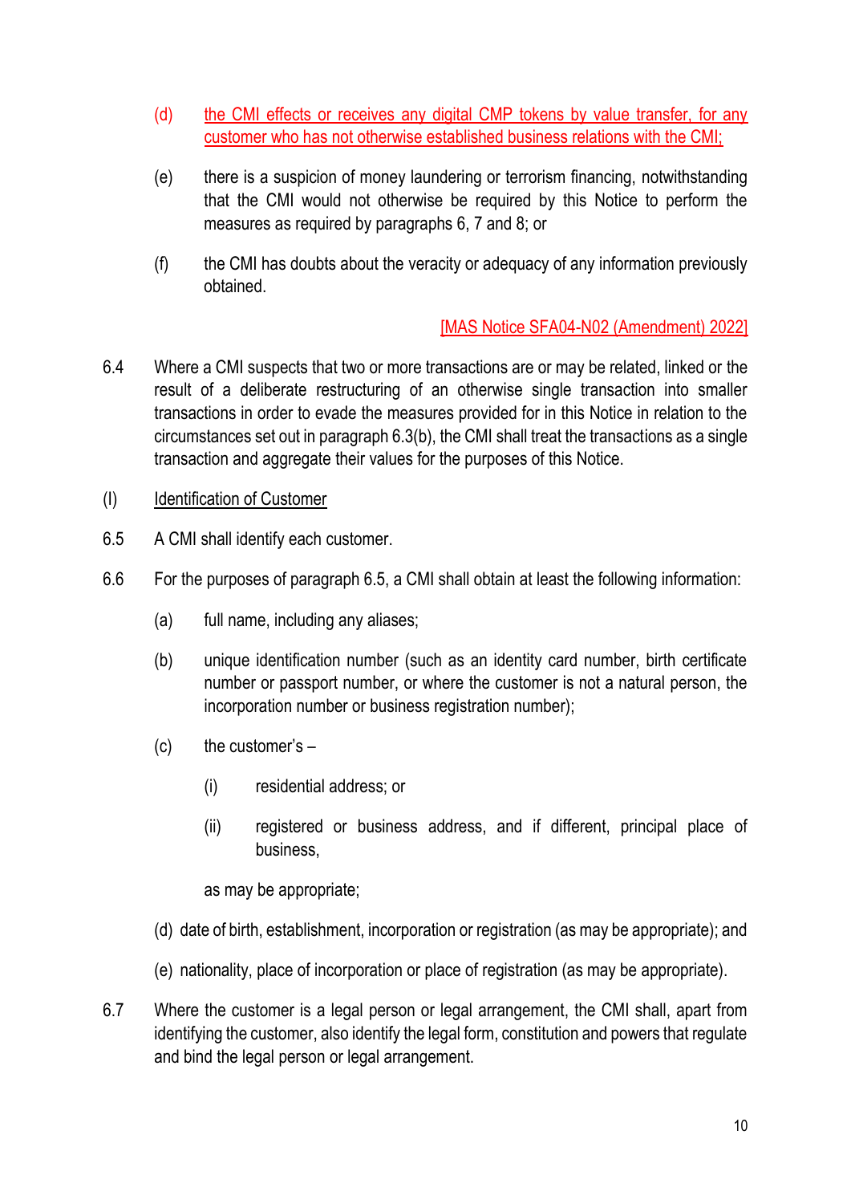(d) the CMI effects or receives any digital CMP tokens by value transfer, for any customer who has not otherwise established business relations with the CMI;

(e) there is a suspicion of money laundering or terrorism financing, notwithstanding that the CMI would not otherwise be required by this Notice to perform the measures as required by paragraphs 6, 7 and 8; or

(f) the CMI has doubts about the veracity or adequacy of any information previously obtained.

[MAS Notice SFA04-N02 (Amendment) 2022]

6.4 Where a CMI suspects that two or more transactions are or may be related, linked or the result of a deliberate restructuring of an otherwise single transaction into smaller transactions in order to evade the measures provided for in this Notice in relation to the circumstances set out in paragraph 6.3(b), the CMI shall treat the transactions as a single transaction and aggregate their values for the purposes of this Notice.

(I) Identification of Customer

6.5 A CMI shall identify each customer.

6.6 For the purposes of paragraph 6.5, a CMI shall obtain at least the following information:

(a) full name, including any aliases;

(b) unique identification number (such as an identity card number, birth certificate number or passport number, or where the customer is not a natural person, the incorporation number or business registration number);

(c) the customer's –

(i) residential address; or

(ii) registered or business address, and if different, principal place of business,

as may be appropriate;

(d) date of birth, establishment, incorporation or registration (as may be appropriate); and

(e) nationality, place of incorporation or place of registration (as may be appropriate).

6.7 Where the customer is a legal person or legal arrangement, the CMI shall, apart from identifying the customer, also identify the legal form, constitution and powers that regulate and bind the legal person or legal arrangement.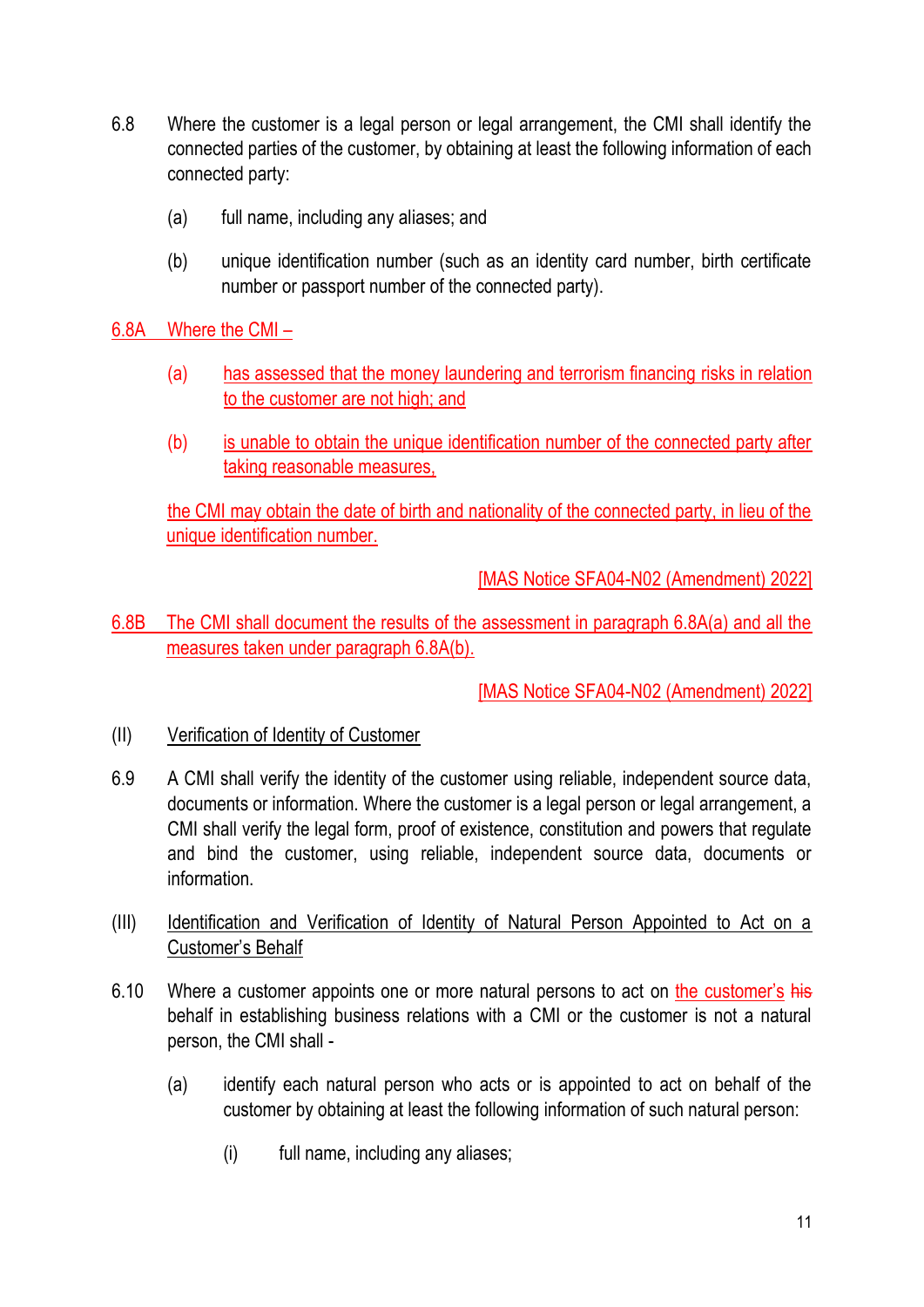6.8 Where the customer is a legal person or legal arrangement, the CMI shall identify the connected parties of the customer, by obtaining at least the following information of each connected party:

(a) full name, including any aliases; and

(b) unique identification number (such as an identity card number, birth certificate number or passport number of the connected party).

6.8A Where the CMI –

(a) has assessed that the money laundering and terrorism financing risks in relation to the customer are not high; and

(b) is unable to obtain the unique identification number of the connected party after taking reasonable measures,

the CMI may obtain the date of birth and nationality of the connected party, in lieu of the unique identification number.

[MAS Notice SFA04-N02 (Amendment) 2022]

6.8B The CMI shall document the results of the assessment in paragraph 6.8A(a) and all the measures taken under paragraph 6.8A(b).

[MAS Notice SFA04-N02 (Amendment) 2022]

(II) Verification of Identity of Customer

6.9 A CMI shall verify the identity of the customer using reliable, independent source data, documents or information. Where the customer is a legal person or legal arrangement, a CMI shall verify the legal form, proof of existence, constitution and powers that regulate and bind the customer, using reliable, independent source data, documents or information.

(III) Identification and Verification of Identity of Natural Person Appointed to Act on a Customer's Behalf

6.10 Where a customer appoints one or more natural persons to act on the customer's ~~his~~ behalf in establishing business relations with a CMI or the customer is not a natural person, the CMI shall -

(a) identify each natural person who acts or is appointed to act on behalf of the customer by obtaining at least the following information of such natural person:

(i) full name, including any aliases;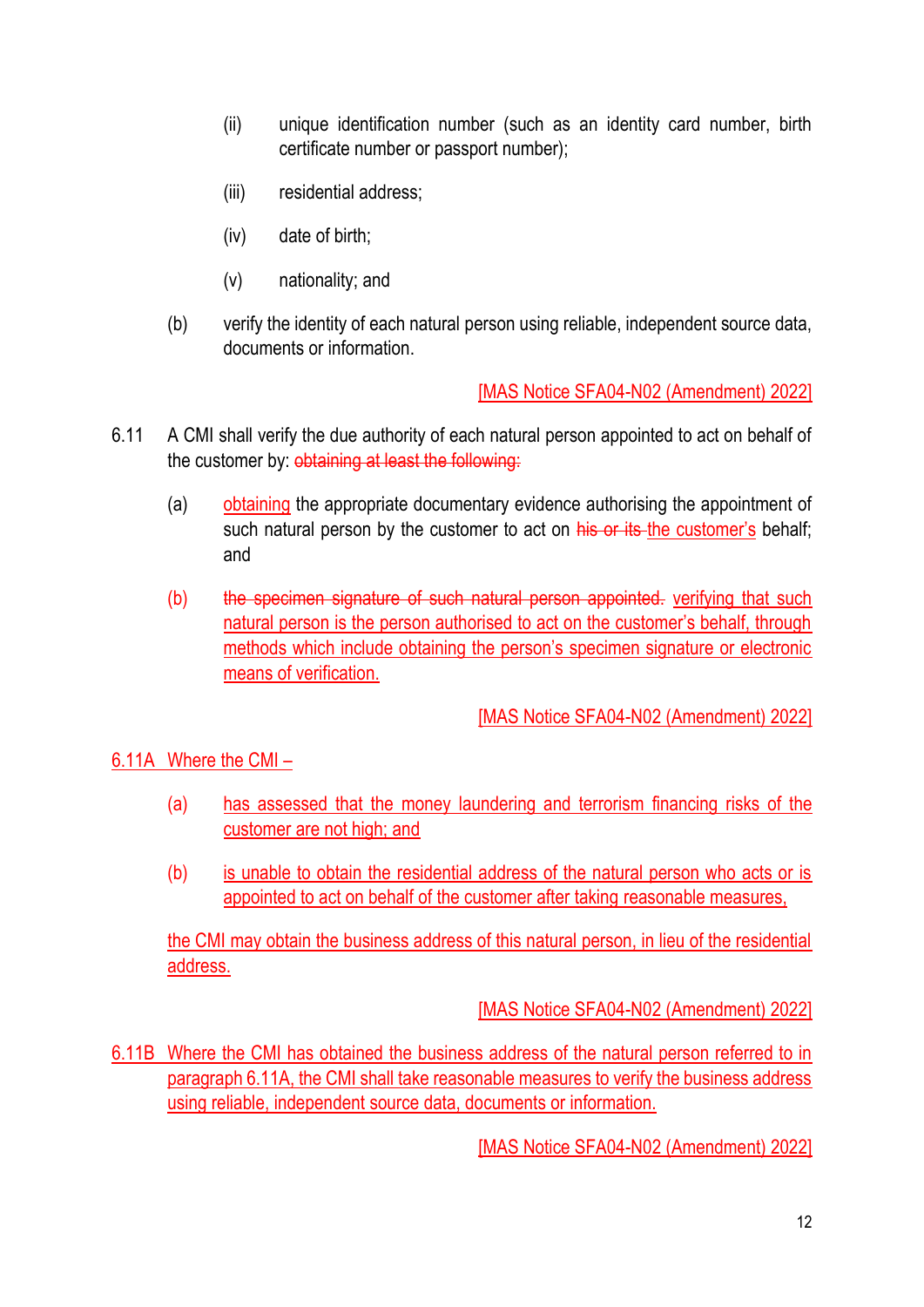(ii) unique identification number (such as an identity card number, birth certificate number or passport number);

(iii) residential address;

(iv) date of birth;

(v) nationality; and

(b) verify the identity of each natural person using reliable, independent source data, documents or information.

[MAS Notice SFA04-N02 (Amendment) 2022]

6.11 A CMI shall verify the due authority of each natural person appointed to act on behalf of the customer by: ~~obtaining at least the following:~~

(a) obtaining the appropriate documentary evidence authorising the appointment of such natural person by the customer to act on ~~his or its~~ the customer's behalf; and

(b) ~~the specimen signature of such natural person appointed.~~ verifying that such natural person is the person authorised to act on the customer's behalf, through methods which include obtaining the person's specimen signature or electronic means of verification.

[MAS Notice SFA04-N02 (Amendment) 2022]

6.11A Where the CMI –

(a) has assessed that the money laundering and terrorism financing risks of the customer are not high; and

(b) is unable to obtain the residential address of the natural person who acts or is appointed to act on behalf of the customer after taking reasonable measures,

the CMI may obtain the business address of this natural person, in lieu of the residential address.

[MAS Notice SFA04-N02 (Amendment) 2022]

6.11B Where the CMI has obtained the business address of the natural person referred to in paragraph 6.11A, the CMI shall take reasonable measures to verify the business address using reliable, independent source data, documents or information.

[MAS Notice SFA04-N02 (Amendment) 2022]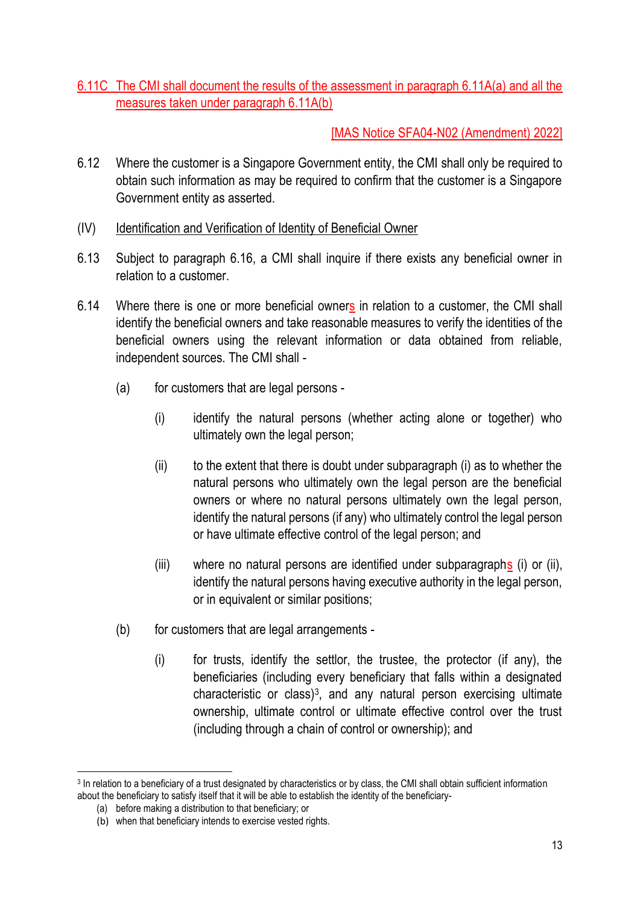6.11C The CMI shall document the results of the assessment in paragraph 6.11A(a) and all the measures taken under paragraph 6.11A(b)

[MAS Notice SFA04-N02 (Amendment) 2022]

6.12 Where the customer is a Singapore Government entity, the CMI shall only be required to obtain such information as may be required to confirm that the customer is a Singapore Government entity as asserted.

(IV) Identification and Verification of Identity of Beneficial Owner

6.13 Subject to paragraph 6.16, a CMI shall inquire if there exists any beneficial owner in relation to a customer.

6.14 Where there is one or more beneficial owners in relation to a customer, the CMI shall identify the beneficial owners and take reasonable measures to verify the identities of the beneficial owners using the relevant information or data obtained from reliable, independent sources. The CMI shall -

(a) for customers that are legal persons -

(i) identify the natural persons (whether acting alone or together) who ultimately own the legal person;

(ii) to the extent that there is doubt under subparagraph (i) as to whether the natural persons who ultimately own the legal person are the beneficial owners or where no natural persons ultimately own the legal person, identify the natural persons (if any) who ultimately control the legal person or have ultimate effective control of the legal person; and

(iii) where no natural persons are identified under subparagraphs (i) or (ii), identify the natural persons having executive authority in the legal person, or in equivalent or similar positions;

(b) for customers that are legal arrangements -

(i) for trusts, identify the settlor, the trustee, the protector (if any), the beneficiaries (including every beneficiary that falls within a designated characteristic or class)[3], and any natural person exercising ultimate ownership, ultimate control or ultimate effective control over the trust (including through a chain of control or ownership); and

---

[3] In relation to a beneficiary of a trust designated by characteristics or by class, the CMI shall obtain sufficient information about the beneficiary to satisfy itself that it will be able to establish the identity of the beneficiary-

(a) before making a distribution to that beneficiary; or

(b) when that beneficiary intends to exercise vested rights.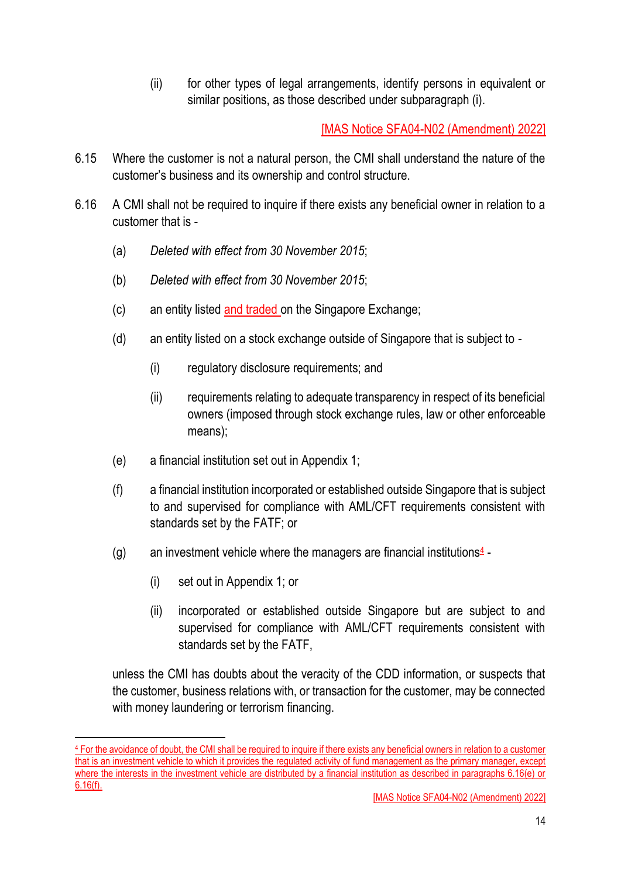(ii) for other types of legal arrangements, identify persons in equivalent or similar positions, as those described under subparagraph (i).

[MAS Notice SFA04-N02 (Amendment) 2022]

6.15 Where the customer is not a natural person, the CMI shall understand the nature of the customer's business and its ownership and control structure.

6.16 A CMI shall not be required to inquire if there exists any beneficial owner in relation to a customer that is -

(a) *Deleted with effect from 30 November 2015*;

(b) *Deleted with effect from 30 November 2015*;

(c) an entity listed and traded on the Singapore Exchange;

(d) an entity listed on a stock exchange outside of Singapore that is subject to -

(i) regulatory disclosure requirements; and

(ii) requirements relating to adequate transparency in respect of its beneficial owners (imposed through stock exchange rules, law or other enforceable means);

(e) a financial institution set out in Appendix 1;

(f) a financial institution incorporated or established outside Singapore that is subject to and supervised for compliance with AML/CFT requirements consistent with standards set by the FATF; or

(g) an investment vehicle where the managers are financial institutions[4] -

(i) set out in Appendix 1; or

(ii) incorporated or established outside Singapore but are subject to and supervised for compliance with AML/CFT requirements consistent with standards set by the FATF,

unless the CMI has doubts about the veracity of the CDD information, or suspects that the customer, business relations with, or transaction for the customer, may be connected with money laundering or terrorism financing.

---

[4] For the avoidance of doubt, the CMI shall be required to inquire if there exists any beneficial owners in relation to a customer that is an investment vehicle to which it provides the regulated activity of fund management as the primary manager, except where the interests in the investment vehicle are distributed by a financial institution as described in paragraphs 6.16(e) or 6.16(f).

[MAS Notice SFA04-N02 (Amendment) 2022]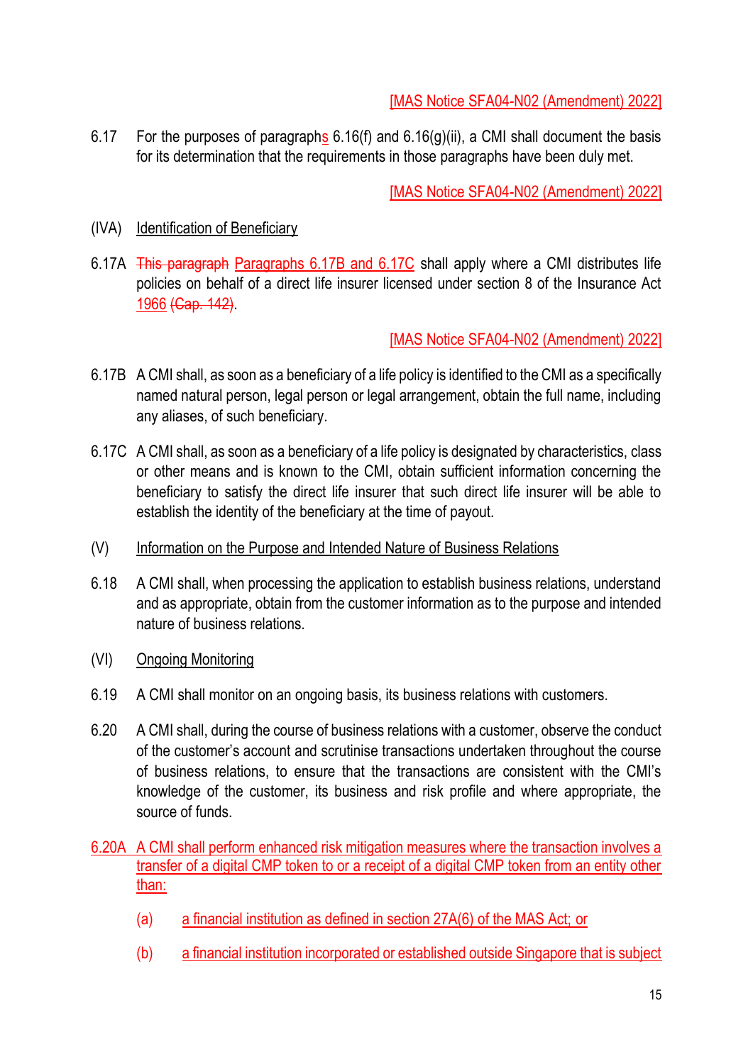[MAS Notice SFA04-N02 (Amendment) 2022]

6.17 For the purposes of paragraphs 6.16(f) and 6.16(g)(ii), a CMI shall document the basis for its determination that the requirements in those paragraphs have been duly met.

[MAS Notice SFA04-N02 (Amendment) 2022]

(IVA) Identification of Beneficiary

6.17A ~~This paragraph~~ Paragraphs 6.17B and 6.17C shall apply where a CMI distributes life policies on behalf of a direct life insurer licensed under section 8 of the Insurance Act 1966 ~~(Cap. 142)~~.

[MAS Notice SFA04-N02 (Amendment) 2022]

6.17B A CMI shall, as soon as a beneficiary of a life policy is identified to the CMI as a specifically named natural person, legal person or legal arrangement, obtain the full name, including any aliases, of such beneficiary.

6.17C A CMI shall, as soon as a beneficiary of a life policy is designated by characteristics, class or other means and is known to the CMI, obtain sufficient information concerning the beneficiary to satisfy the direct life insurer that such direct life insurer will be able to establish the identity of the beneficiary at the time of payout.

(V) Information on the Purpose and Intended Nature of Business Relations

6.18 A CMI shall, when processing the application to establish business relations, understand and as appropriate, obtain from the customer information as to the purpose and intended nature of business relations.

(VI) Ongoing Monitoring

6.19 A CMI shall monitor on an ongoing basis, its business relations with customers.

6.20 A CMI shall, during the course of business relations with a customer, observe the conduct of the customer's account and scrutinise transactions undertaken throughout the course of business relations, to ensure that the transactions are consistent with the CMI's knowledge of the customer, its business and risk profile and where appropriate, the source of funds.

6.20A A CMI shall perform enhanced risk mitigation measures where the transaction involves a transfer of a digital CMP token to or a receipt of a digital CMP token from an entity other than:

(a) a financial institution as defined in section 27A(6) of the MAS Act; or

(b) a financial institution incorporated or established outside Singapore that is subject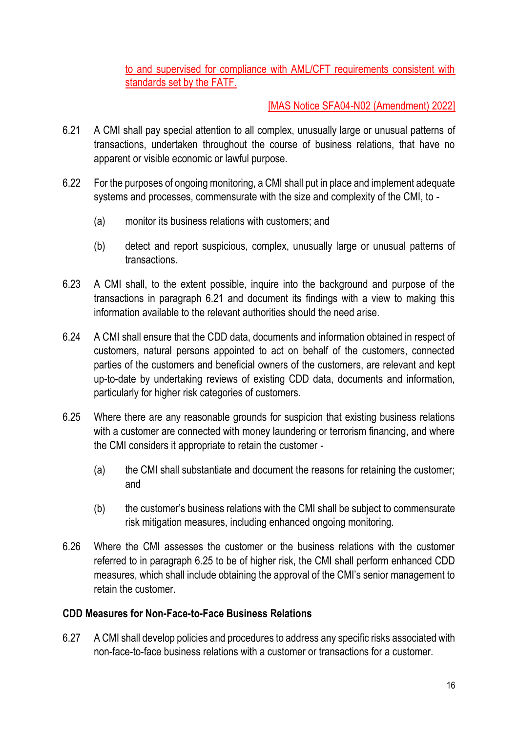to and supervised for compliance with AML/CFT requirements consistent with standards set by the FATF.

[MAS Notice SFA04-N02 (Amendment) 2022]

6.21 A CMI shall pay special attention to all complex, unusually large or unusual patterns of transactions, undertaken throughout the course of business relations, that have no apparent or visible economic or lawful purpose.

6.22 For the purposes of ongoing monitoring, a CMI shall put in place and implement adequate systems and processes, commensurate with the size and complexity of the CMI, to -

(a) monitor its business relations with customers; and

(b) detect and report suspicious, complex, unusually large or unusual patterns of transactions.

6.23 A CMI shall, to the extent possible, inquire into the background and purpose of the transactions in paragraph 6.21 and document its findings with a view to making this information available to the relevant authorities should the need arise.

6.24 A CMI shall ensure that the CDD data, documents and information obtained in respect of customers, natural persons appointed to act on behalf of the customers, connected parties of the customers and beneficial owners of the customers, are relevant and kept up-to-date by undertaking reviews of existing CDD data, documents and information, particularly for higher risk categories of customers.

6.25 Where there are any reasonable grounds for suspicion that existing business relations with a customer are connected with money laundering or terrorism financing, and where the CMI considers it appropriate to retain the customer -

(a) the CMI shall substantiate and document the reasons for retaining the customer; and

(b) the customer's business relations with the CMI shall be subject to commensurate risk mitigation measures, including enhanced ongoing monitoring.

6.26 Where the CMI assesses the customer or the business relations with the customer referred to in paragraph 6.25 to be of higher risk, the CMI shall perform enhanced CDD measures, which shall include obtaining the approval of the CMI's senior management to retain the customer.

**CDD Measures for Non-Face-to-Face Business Relations**

6.27 A CMI shall develop policies and procedures to address any specific risks associated with non-face-to-face business relations with a customer or transactions for a customer.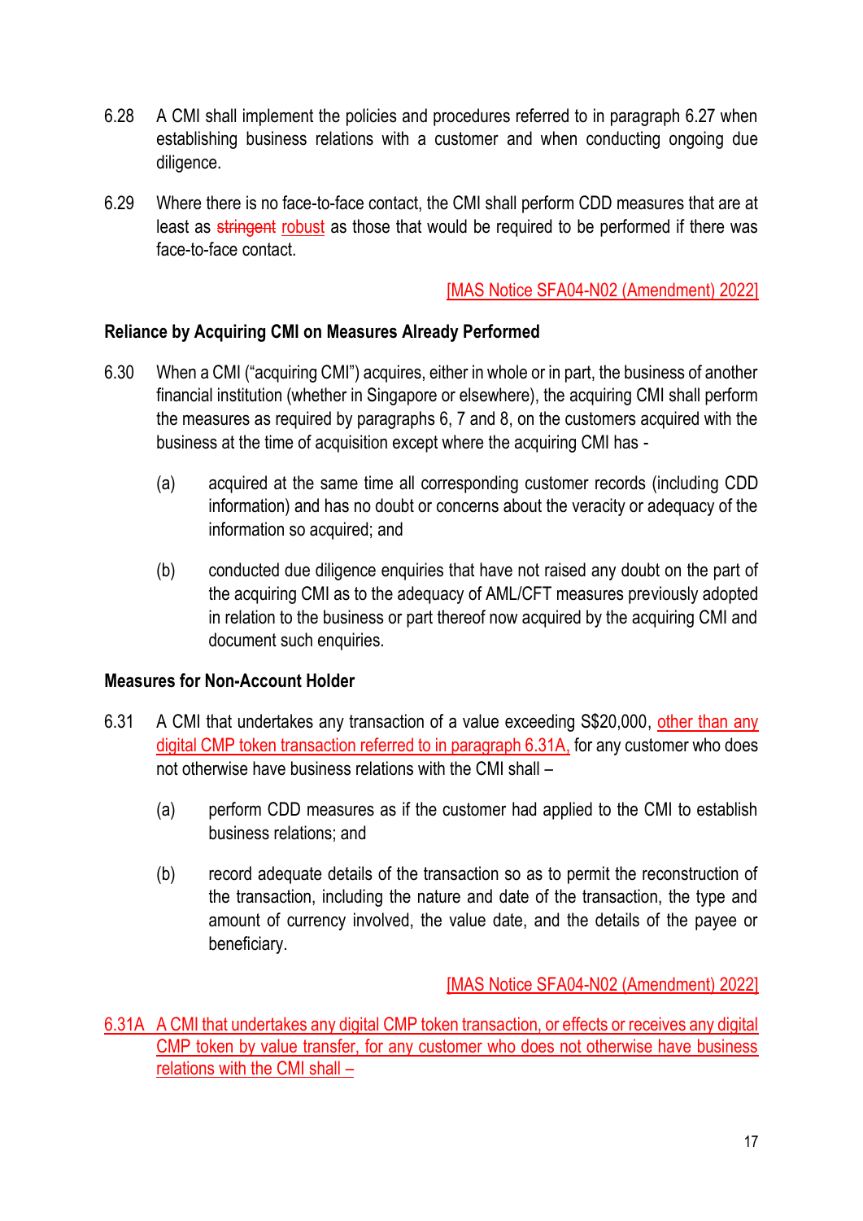6.28 A CMI shall implement the policies and procedures referred to in paragraph 6.27 when establishing business relations with a customer and when conducting ongoing due diligence.

6.29 Where there is no face-to-face contact, the CMI shall perform CDD measures that are at least as ~~stringent~~ robust as those that would be required to be performed if there was face-to-face contact.

[MAS Notice SFA04-N02 (Amendment) 2022]

**Reliance by Acquiring CMI on Measures Already Performed**

6.30 When a CMI ("acquiring CMI") acquires, either in whole or in part, the business of another financial institution (whether in Singapore or elsewhere), the acquiring CMI shall perform the measures as required by paragraphs 6, 7 and 8, on the customers acquired with the business at the time of acquisition except where the acquiring CMI has -

(a) acquired at the same time all corresponding customer records (including CDD information) and has no doubt or concerns about the veracity or adequacy of the information so acquired; and

(b) conducted due diligence enquiries that have not raised any doubt on the part of the acquiring CMI as to the adequacy of AML/CFT measures previously adopted in relation to the business or part thereof now acquired by the acquiring CMI and document such enquiries.

**Measures for Non-Account Holder**

6.31 A CMI that undertakes any transaction of a value exceeding S$20,000, other than any digital CMP token transaction referred to in paragraph 6.31A, for any customer who does not otherwise have business relations with the CMI shall –

(a) perform CDD measures as if the customer had applied to the CMI to establish business relations; and

(b) record adequate details of the transaction so as to permit the reconstruction of the transaction, including the nature and date of the transaction, the type and amount of currency involved, the value date, and the details of the payee or beneficiary.

[MAS Notice SFA04-N02 (Amendment) 2022]

6.31A A CMI that undertakes any digital CMP token transaction, or effects or receives any digital CMP token by value transfer, for any customer who does not otherwise have business relations with the CMI shall –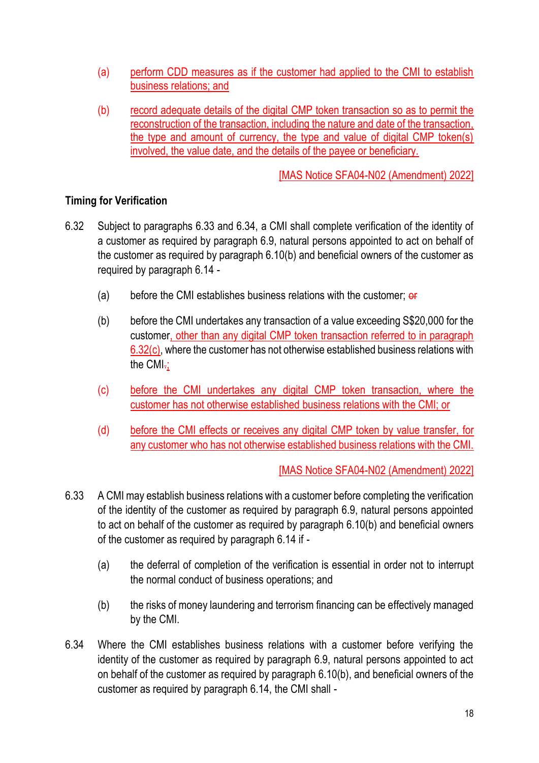(a) perform CDD measures as if the customer had applied to the CMI to establish business relations; and

(b) record adequate details of the digital CMP token transaction so as to permit the reconstruction of the transaction, including the nature and date of the transaction, the type and amount of currency, the type and value of digital CMP token(s) involved, the value date, and the details of the payee or beneficiary.

[MAS Notice SFA04-N02 (Amendment) 2022]

**Timing for Verification**

6.32 Subject to paragraphs 6.33 and 6.34, a CMI shall complete verification of the identity of a customer as required by paragraph 6.9, natural persons appointed to act on behalf of the customer as required by paragraph 6.10(b) and beneficial owners of the customer as required by paragraph 6.14 -

(a) before the CMI establishes business relations with the customer; ~~or~~

(b) before the CMI undertakes any transaction of a value exceeding S$20,000 for the customer, other than any digital CMP token transaction referred to in paragraph 6.32(c), where the customer has not otherwise established business relations with the CMI~~.~~;

(c) before the CMI undertakes any digital CMP token transaction, where the customer has not otherwise established business relations with the CMI; or

(d) before the CMI effects or receives any digital CMP token by value transfer, for any customer who has not otherwise established business relations with the CMI.

[MAS Notice SFA04-N02 (Amendment) 2022]

6.33 A CMI may establish business relations with a customer before completing the verification of the identity of the customer as required by paragraph 6.9, natural persons appointed to act on behalf of the customer as required by paragraph 6.10(b) and beneficial owners of the customer as required by paragraph 6.14 if -

(a) the deferral of completion of the verification is essential in order not to interrupt the normal conduct of business operations; and

(b) the risks of money laundering and terrorism financing can be effectively managed by the CMI.

6.34 Where the CMI establishes business relations with a customer before verifying the identity of the customer as required by paragraph 6.9, natural persons appointed to act on behalf of the customer as required by paragraph 6.10(b), and beneficial owners of the customer as required by paragraph 6.14, the CMI shall -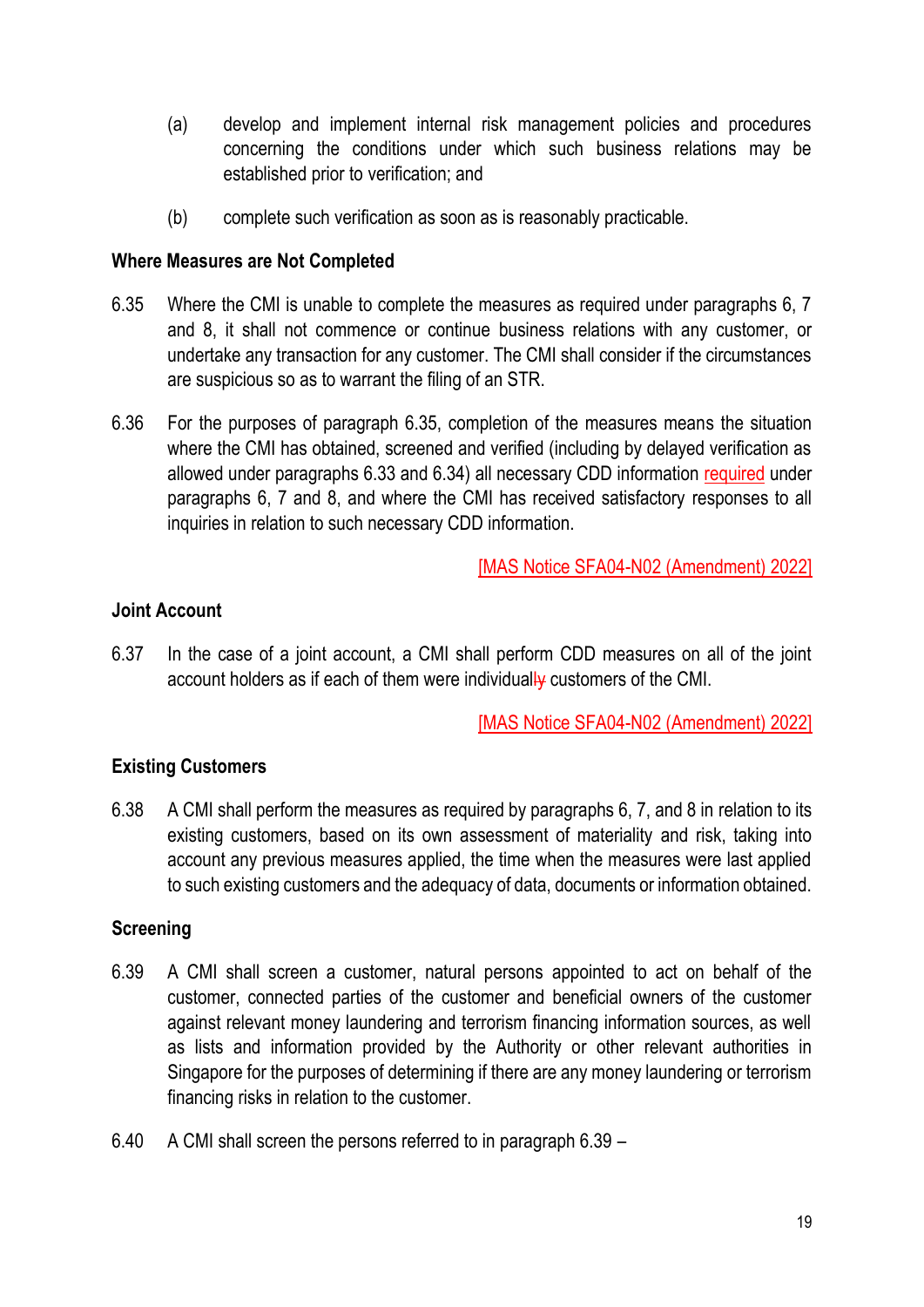(a) develop and implement internal risk management policies and procedures concerning the conditions under which such business relations may be established prior to verification; and

(b) complete such verification as soon as is reasonably practicable.

**Where Measures are Not Completed**

6.35 Where the CMI is unable to complete the measures as required under paragraphs 6, 7 and 8, it shall not commence or continue business relations with any customer, or undertake any transaction for any customer. The CMI shall consider if the circumstances are suspicious so as to warrant the filing of an STR.

6.36 For the purposes of paragraph 6.35, completion of the measures means the situation where the CMI has obtained, screened and verified (including by delayed verification as allowed under paragraphs 6.33 and 6.34) all necessary CDD information required under paragraphs 6, 7 and 8, and where the CMI has received satisfactory responses to all inquiries in relation to such necessary CDD information.

[MAS Notice SFA04-N02 (Amendment) 2022]

**Joint Account**

6.37 In the case of a joint account, a CMI shall perform CDD measures on all of the joint account holders as if each of them were individually customers of the CMI.

[MAS Notice SFA04-N02 (Amendment) 2022]

**Existing Customers**

6.38 A CMI shall perform the measures as required by paragraphs 6, 7, and 8 in relation to its existing customers, based on its own assessment of materiality and risk, taking into account any previous measures applied, the time when the measures were last applied to such existing customers and the adequacy of data, documents or information obtained.

**Screening**

6.39 A CMI shall screen a customer, natural persons appointed to act on behalf of the customer, connected parties of the customer and beneficial owners of the customer against relevant money laundering and terrorism financing information sources, as well as lists and information provided by the Authority or other relevant authorities in Singapore for the purposes of determining if there are any money laundering or terrorism financing risks in relation to the customer.

6.40 A CMI shall screen the persons referred to in paragraph 6.39 –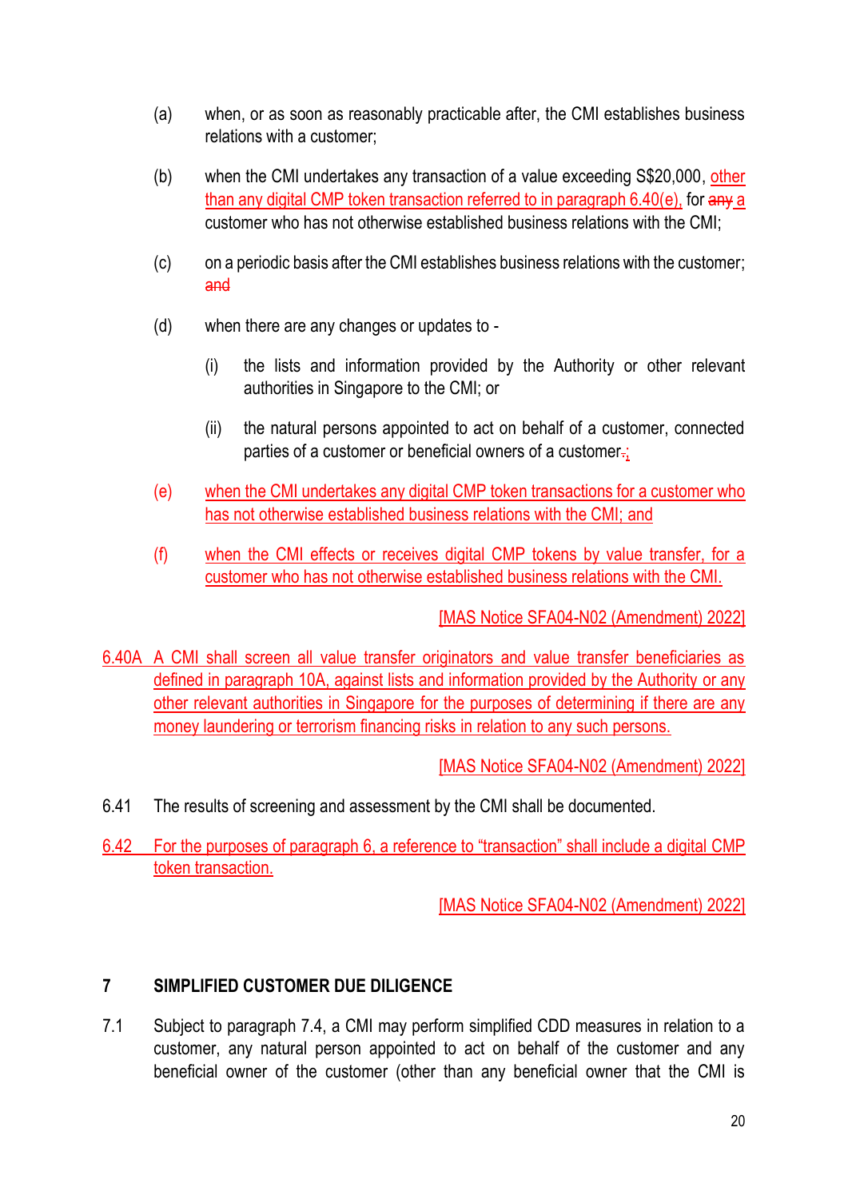(a) when, or as soon as reasonably practicable after, the CMI establishes business relations with a customer;

(b) when the CMI undertakes any transaction of a value exceeding S$20,000, other than any digital CMP token transaction referred to in paragraph 6.40(e), for ~~any~~ a customer who has not otherwise established business relations with the CMI;

(c) on a periodic basis after the CMI establishes business relations with the customer; ~~and~~

(d) when there are any changes or updates to -

  (i) the lists and information provided by the Authority or other relevant authorities in Singapore to the CMI; or

  (ii) the natural persons appointed to act on behalf of a customer, connected parties of a customer or beneficial owners of a customer~~.~~;

(e) when the CMI undertakes any digital CMP token transactions for a customer who has not otherwise established business relations with the CMI; and

(f) when the CMI effects or receives digital CMP tokens by value transfer, for a customer who has not otherwise established business relations with the CMI.

[MAS Notice SFA04-N02 (Amendment) 2022]

6.40A A CMI shall screen all value transfer originators and value transfer beneficiaries as defined in paragraph 10A, against lists and information provided by the Authority or any other relevant authorities in Singapore for the purposes of determining if there are any money laundering or terrorism financing risks in relation to any such persons.

[MAS Notice SFA04-N02 (Amendment) 2022]

6.41 The results of screening and assessment by the CMI shall be documented.

6.42 For the purposes of paragraph 6, a reference to "transaction" shall include a digital CMP token transaction.

[MAS Notice SFA04-N02 (Amendment) 2022]

## 7 SIMPLIFIED CUSTOMER DUE DILIGENCE

7.1 Subject to paragraph 7.4, a CMI may perform simplified CDD measures in relation to a customer, any natural person appointed to act on behalf of the customer and any beneficial owner of the customer (other than any beneficial owner that the CMI is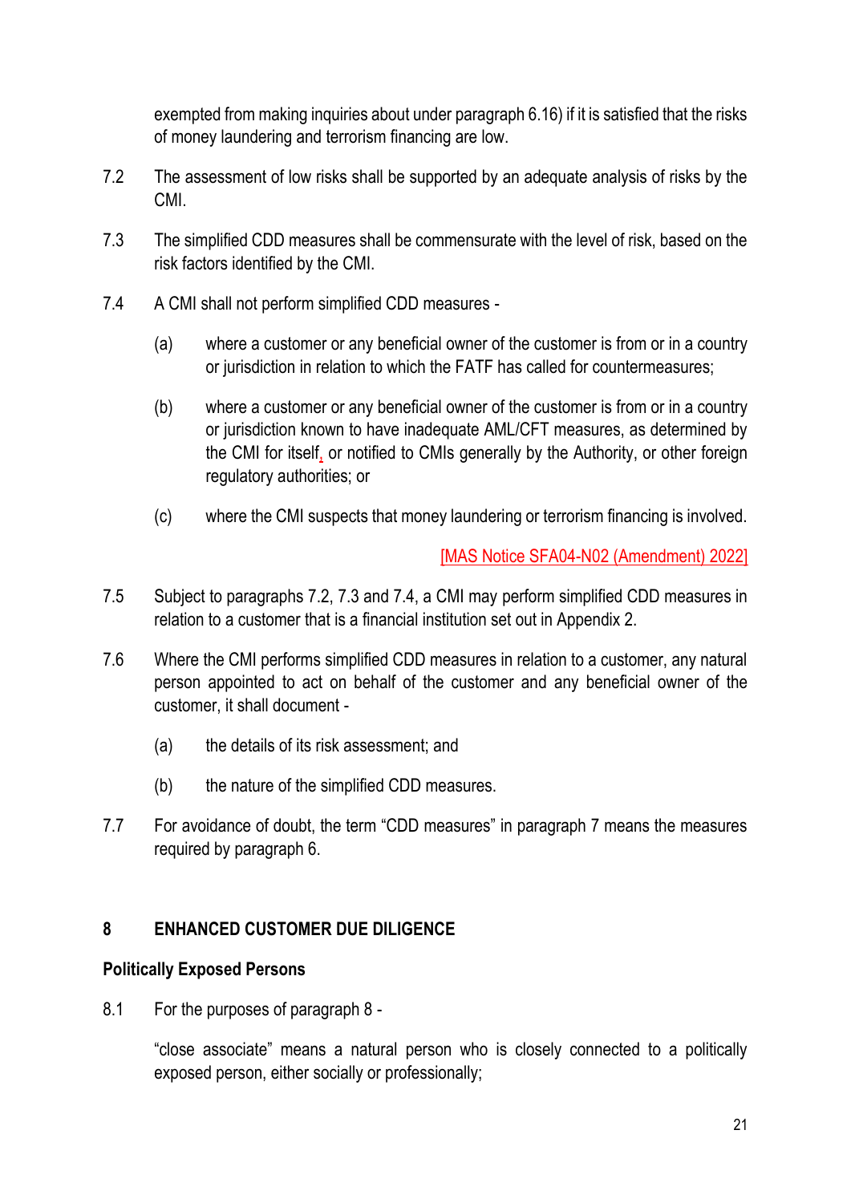exempted from making inquiries about under paragraph 6.16) if it is satisfied that the risks of money laundering and terrorism financing are low.

7.2 The assessment of low risks shall be supported by an adequate analysis of risks by the CMI.

7.3 The simplified CDD measures shall be commensurate with the level of risk, based on the risk factors identified by the CMI.

7.4 A CMI shall not perform simplified CDD measures -

(a) where a customer or any beneficial owner of the customer is from or in a country or jurisdiction in relation to which the FATF has called for countermeasures;

(b) where a customer or any beneficial owner of the customer is from or in a country or jurisdiction known to have inadequate AML/CFT measures, as determined by the CMI for itself, or notified to CMIs generally by the Authority, or other foreign regulatory authorities; or

(c) where the CMI suspects that money laundering or terrorism financing is involved.

[MAS Notice SFA04-N02 (Amendment) 2022]

7.5 Subject to paragraphs 7.2, 7.3 and 7.4, a CMI may perform simplified CDD measures in relation to a customer that is a financial institution set out in Appendix 2.

7.6 Where the CMI performs simplified CDD measures in relation to a customer, any natural person appointed to act on behalf of the customer and any beneficial owner of the customer, it shall document -

(a) the details of its risk assessment; and

(b) the nature of the simplified CDD measures.

7.7 For avoidance of doubt, the term "CDD measures" in paragraph 7 means the measures required by paragraph 6.

## 8 ENHANCED CUSTOMER DUE DILIGENCE

### Politically Exposed Persons

8.1 For the purposes of paragraph 8 -

"close associate" means a natural person who is closely connected to a politically exposed person, either socially or professionally;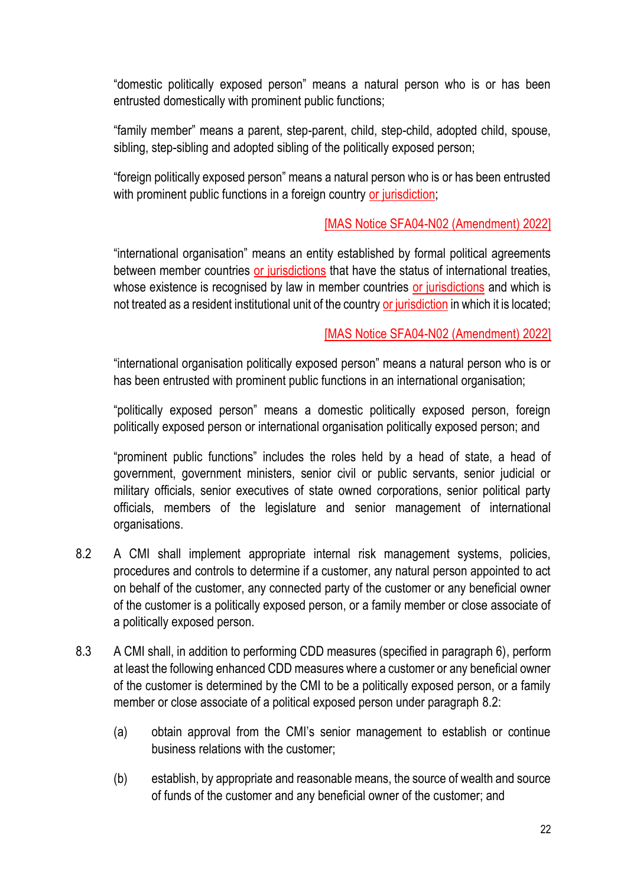"domestic politically exposed person" means a natural person who is or has been entrusted domestically with prominent public functions;

"family member" means a parent, step-parent, child, step-child, adopted child, spouse, sibling, step-sibling and adopted sibling of the politically exposed person;

"foreign politically exposed person" means a natural person who is or has been entrusted with prominent public functions in a foreign country or jurisdiction;

[MAS Notice SFA04-N02 (Amendment) 2022]

"international organisation" means an entity established by formal political agreements between member countries or jurisdictions that have the status of international treaties, whose existence is recognised by law in member countries or jurisdictions and which is not treated as a resident institutional unit of the country or jurisdiction in which it is located;

[MAS Notice SFA04-N02 (Amendment) 2022]

"international organisation politically exposed person" means a natural person who is or has been entrusted with prominent public functions in an international organisation;

"politically exposed person" means a domestic politically exposed person, foreign politically exposed person or international organisation politically exposed person; and

"prominent public functions" includes the roles held by a head of state, a head of government, government ministers, senior civil or public servants, senior judicial or military officials, senior executives of state owned corporations, senior political party officials, members of the legislature and senior management of international organisations.

8.2 A CMI shall implement appropriate internal risk management systems, policies, procedures and controls to determine if a customer, any natural person appointed to act on behalf of the customer, any connected party of the customer or any beneficial owner of the customer is a politically exposed person, or a family member or close associate of a politically exposed person.

8.3 A CMI shall, in addition to performing CDD measures (specified in paragraph 6), perform at least the following enhanced CDD measures where a customer or any beneficial owner of the customer is determined by the CMI to be a politically exposed person, or a family member or close associate of a political exposed person under paragraph 8.2:

(a) obtain approval from the CMI's senior management to establish or continue business relations with the customer;

(b) establish, by appropriate and reasonable means, the source of wealth and source of funds of the customer and any beneficial owner of the customer; and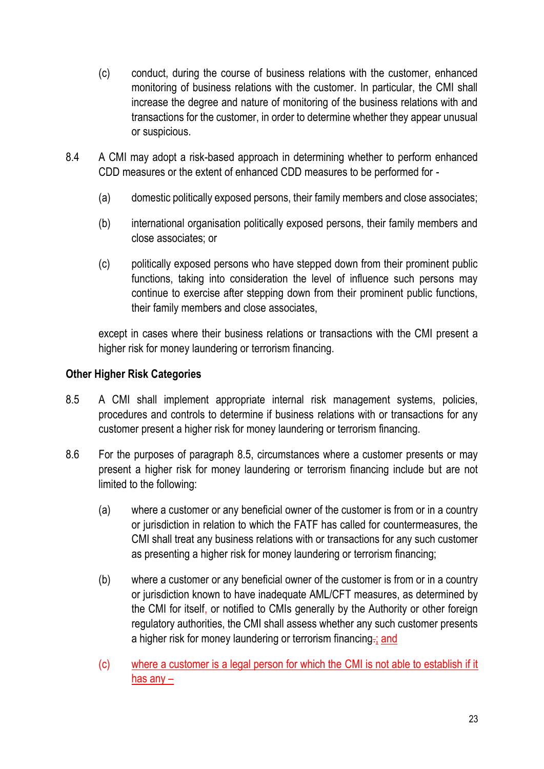(c) conduct, during the course of business relations with the customer, enhanced monitoring of business relations with the customer. In particular, the CMI shall increase the degree and nature of monitoring of the business relations with and transactions for the customer, in order to determine whether they appear unusual or suspicious.

8.4 A CMI may adopt a risk-based approach in determining whether to perform enhanced CDD measures or the extent of enhanced CDD measures to be performed for -

(a) domestic politically exposed persons, their family members and close associates;

(b) international organisation politically exposed persons, their family members and close associates; or

(c) politically exposed persons who have stepped down from their prominent public functions, taking into consideration the level of influence such persons may continue to exercise after stepping down from their prominent public functions, their family members and close associates,

except in cases where their business relations or transactions with the CMI present a higher risk for money laundering or terrorism financing.

**Other Higher Risk Categories**

8.5 A CMI shall implement appropriate internal risk management systems, policies, procedures and controls to determine if business relations with or transactions for any customer present a higher risk for money laundering or terrorism financing.

8.6 For the purposes of paragraph 8.5, circumstances where a customer presents or may present a higher risk for money laundering or terrorism financing include but are not limited to the following:

(a) where a customer or any beneficial owner of the customer is from or in a country or jurisdiction in relation to which the FATF has called for countermeasures, the CMI shall treat any business relations with or transactions for any such customer as presenting a higher risk for money laundering or terrorism financing;

(b) where a customer or any beneficial owner of the customer is from or in a country or jurisdiction known to have inadequate AML/CFT measures, as determined by the CMI for itself, or notified to CMIs generally by the Authority or other foreign regulatory authorities, the CMI shall assess whether any such customer presents a higher risk for money laundering or terrorism financing.; and

(c) where a customer is a legal person for which the CMI is not able to establish if it has any –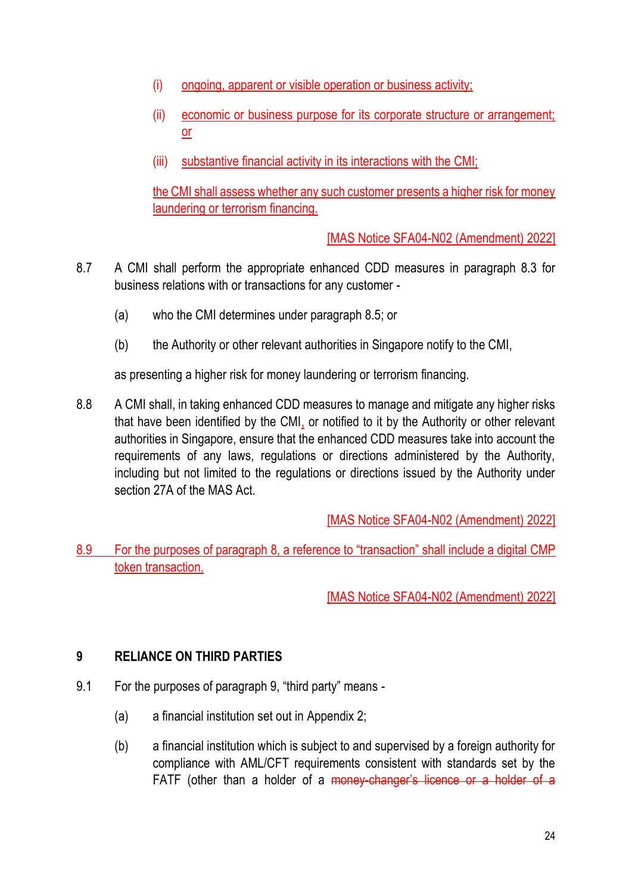(i) ongoing, apparent or visible operation or business activity;

(ii) economic or business purpose for its corporate structure or arrangement; or

(iii) substantive financial activity in its interactions with the CMI;

the CMI shall assess whether any such customer presents a higher risk for money laundering or terrorism financing.

[MAS Notice SFA04-N02 (Amendment) 2022]

8.7 A CMI shall perform the appropriate enhanced CDD measures in paragraph 8.3 for business relations with or transactions for any customer -

(a) who the CMI determines under paragraph 8.5; or

(b) the Authority or other relevant authorities in Singapore notify to the CMI,

as presenting a higher risk for money laundering or terrorism financing.

8.8 A CMI shall, in taking enhanced CDD measures to manage and mitigate any higher risks that have been identified by the CMI, or notified to it by the Authority or other relevant authorities in Singapore, ensure that the enhanced CDD measures take into account the requirements of any laws, regulations or directions administered by the Authority, including but not limited to the regulations or directions issued by the Authority under section 27A of the MAS Act.

[MAS Notice SFA04-N02 (Amendment) 2022]

8.9 For the purposes of paragraph 8, a reference to "transaction" shall include a digital CMP token transaction.

[MAS Notice SFA04-N02 (Amendment) 2022]

## 9 RELIANCE ON THIRD PARTIES

9.1 For the purposes of paragraph 9, "third party" means -

(a) a financial institution set out in Appendix 2;

(b) a financial institution which is subject to and supervised by a foreign authority for compliance with AML/CFT requirements consistent with standards set by the FATF (other than a holder of a ~~money-changer's licence or a holder of a~~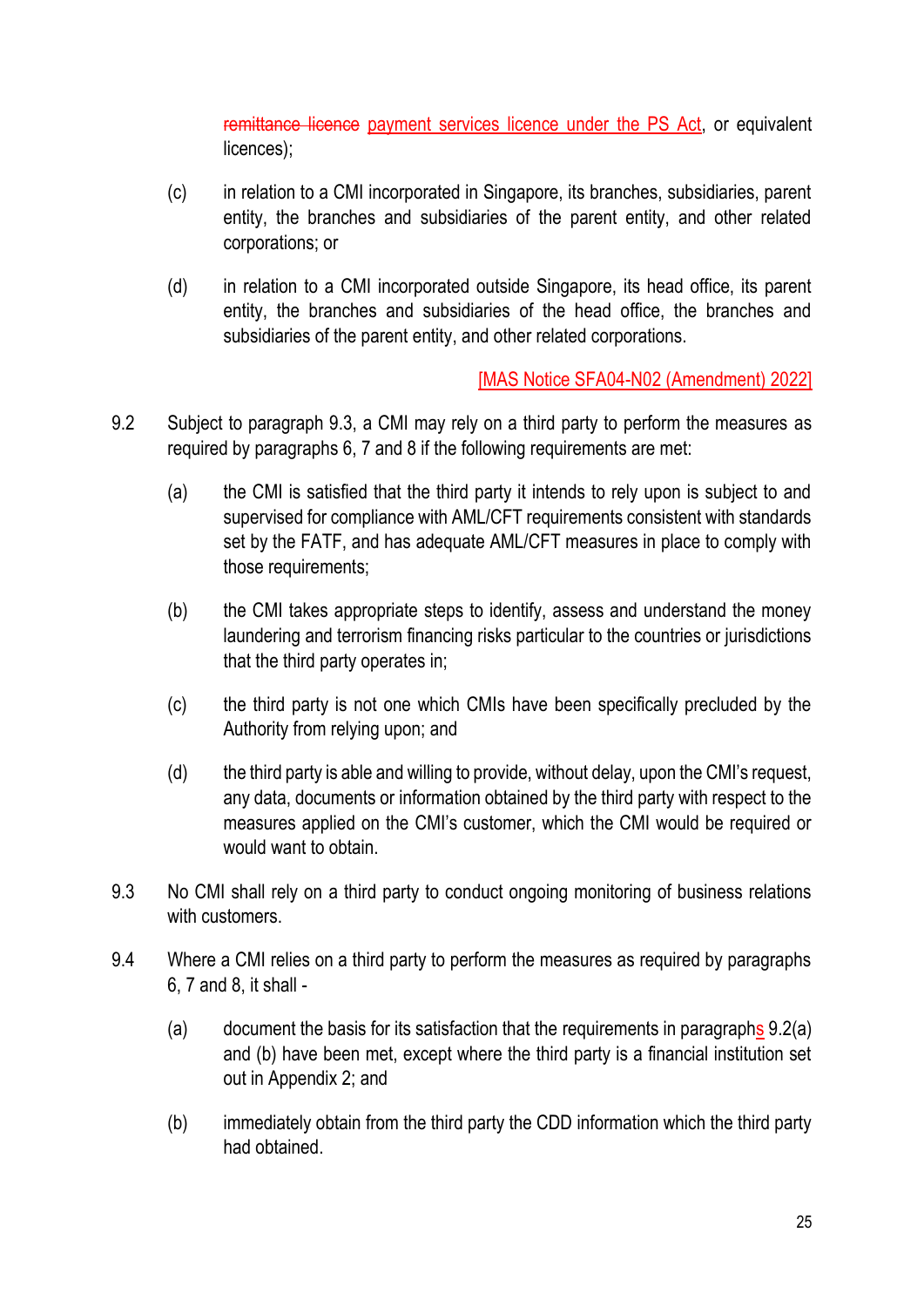~~remittance licence~~ payment services licence under the PS Act, or equivalent licences);

(c) in relation to a CMI incorporated in Singapore, its branches, subsidiaries, parent entity, the branches and subsidiaries of the parent entity, and other related corporations; or

(d) in relation to a CMI incorporated outside Singapore, its head office, its parent entity, the branches and subsidiaries of the head office, the branches and subsidiaries of the parent entity, and other related corporations.

[MAS Notice SFA04-N02 (Amendment) 2022]

9.2 Subject to paragraph 9.3, a CMI may rely on a third party to perform the measures as required by paragraphs 6, 7 and 8 if the following requirements are met:

(a) the CMI is satisfied that the third party it intends to rely upon is subject to and supervised for compliance with AML/CFT requirements consistent with standards set by the FATF, and has adequate AML/CFT measures in place to comply with those requirements;

(b) the CMI takes appropriate steps to identify, assess and understand the money laundering and terrorism financing risks particular to the countries or jurisdictions that the third party operates in;

(c) the third party is not one which CMIs have been specifically precluded by the Authority from relying upon; and

(d) the third party is able and willing to provide, without delay, upon the CMI's request, any data, documents or information obtained by the third party with respect to the measures applied on the CMI's customer, which the CMI would be required or would want to obtain.

9.3 No CMI shall rely on a third party to conduct ongoing monitoring of business relations with customers.

9.4 Where a CMI relies on a third party to perform the measures as required by paragraphs 6, 7 and 8, it shall -

(a) document the basis for its satisfaction that the requirements in paragraphs 9.2(a) and (b) have been met, except where the third party is a financial institution set out in Appendix 2; and

(b) immediately obtain from the third party the CDD information which the third party had obtained.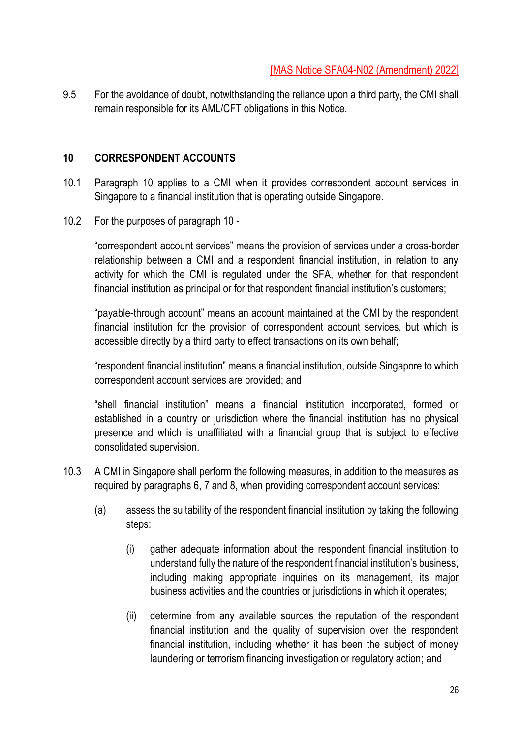[MAS Notice SFA04-N02 (Amendment) 2022]

9.5 For the avoidance of doubt, notwithstanding the reliance upon a third party, the CMI shall remain responsible for its AML/CFT obligations in this Notice.

## 10 CORRESPONDENT ACCOUNTS

10.1 Paragraph 10 applies to a CMI when it provides correspondent account services in Singapore to a financial institution that is operating outside Singapore.

10.2 For the purposes of paragraph 10 -

"correspondent account services" means the provision of services under a cross-border relationship between a CMI and a respondent financial institution, in relation to any activity for which the CMI is regulated under the SFA, whether for that respondent financial institution as principal or for that respondent financial institution's customers;

"payable-through account" means an account maintained at the CMI by the respondent financial institution for the provision of correspondent account services, but which is accessible directly by a third party to effect transactions on its own behalf;

"respondent financial institution" means a financial institution, outside Singapore to which correspondent account services are provided; and

"shell financial institution" means a financial institution incorporated, formed or established in a country or jurisdiction where the financial institution has no physical presence and which is unaffiliated with a financial group that is subject to effective consolidated supervision.

10.3 A CMI in Singapore shall perform the following measures, in addition to the measures as required by paragraphs 6, 7 and 8, when providing correspondent account services:

(a) assess the suitability of the respondent financial institution by taking the following steps:

(i) gather adequate information about the respondent financial institution to understand fully the nature of the respondent financial institution's business, including making appropriate inquiries on its management, its major business activities and the countries or jurisdictions in which it operates;

(ii) determine from any available sources the reputation of the respondent financial institution and the quality of supervision over the respondent financial institution, including whether it has been the subject of money laundering or terrorism financing investigation or regulatory action; and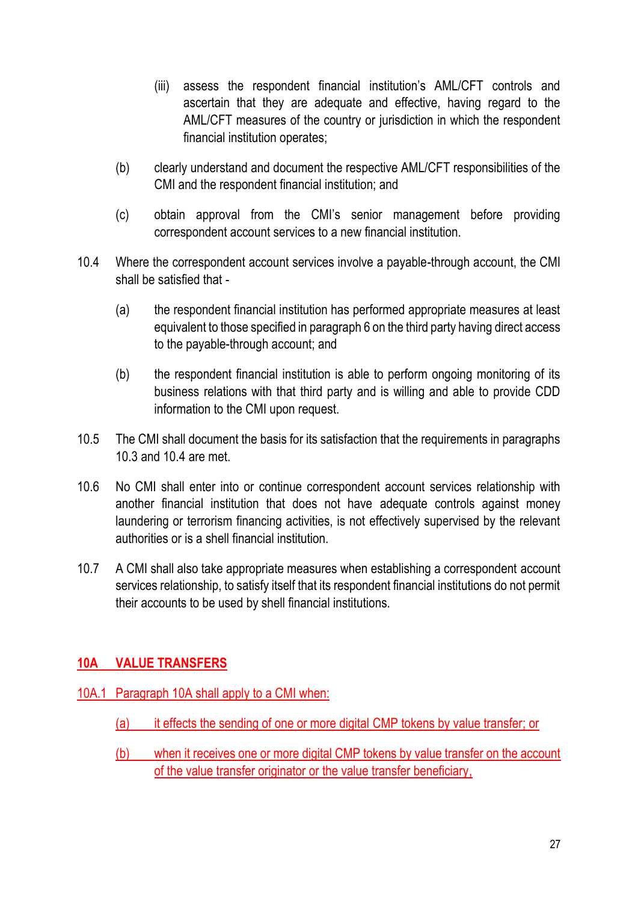(iii) assess the respondent financial institution's AML/CFT controls and ascertain that they are adequate and effective, having regard to the AML/CFT measures of the country or jurisdiction in which the respondent financial institution operates;

(b) clearly understand and document the respective AML/CFT responsibilities of the CMI and the respondent financial institution; and

(c) obtain approval from the CMI's senior management before providing correspondent account services to a new financial institution.

10.4 Where the correspondent account services involve a payable-through account, the CMI shall be satisfied that -

(a) the respondent financial institution has performed appropriate measures at least equivalent to those specified in paragraph 6 on the third party having direct access to the payable-through account; and

(b) the respondent financial institution is able to perform ongoing monitoring of its business relations with that third party and is willing and able to provide CDD information to the CMI upon request.

10.5 The CMI shall document the basis for its satisfaction that the requirements in paragraphs 10.3 and 10.4 are met.

10.6 No CMI shall enter into or continue correspondent account services relationship with another financial institution that does not have adequate controls against money laundering or terrorism financing activities, is not effectively supervised by the relevant authorities or is a shell financial institution.

10.7 A CMI shall also take appropriate measures when establishing a correspondent account services relationship, to satisfy itself that its respondent financial institutions do not permit their accounts to be used by shell financial institutions.

## 10A VALUE TRANSFERS

10A.1 Paragraph 10A shall apply to a CMI when:

(a) it effects the sending of one or more digital CMP tokens by value transfer; or

(b) when it receives one or more digital CMP tokens by value transfer on the account of the value transfer originator or the value transfer beneficiary,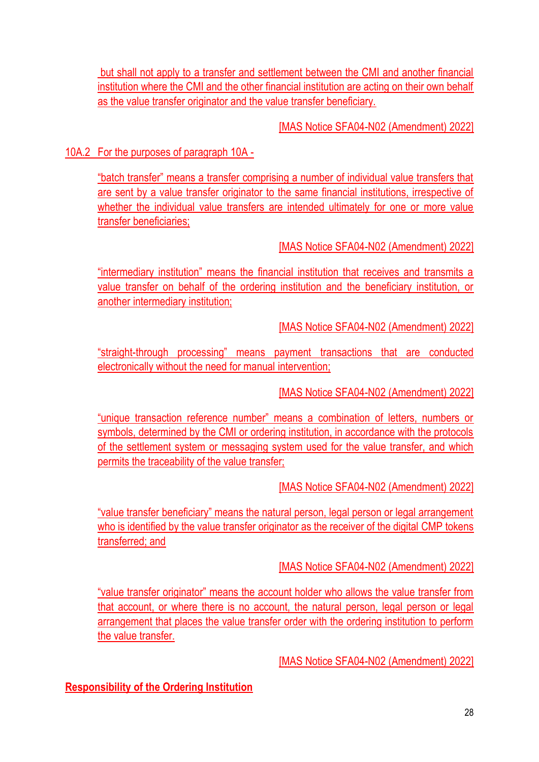but shall not apply to a transfer and settlement between the CMI and another financial institution where the CMI and the other financial institution are acting on their own behalf as the value transfer originator and the value transfer beneficiary.

[MAS Notice SFA04-N02 (Amendment) 2022]

10A.2 For the purposes of paragraph 10A -

"batch transfer" means a transfer comprising a number of individual value transfers that are sent by a value transfer originator to the same financial institutions, irrespective of whether the individual value transfers are intended ultimately for one or more value transfer beneficiaries;

[MAS Notice SFA04-N02 (Amendment) 2022]

"intermediary institution" means the financial institution that receives and transmits a value transfer on behalf of the ordering institution and the beneficiary institution, or another intermediary institution;

[MAS Notice SFA04-N02 (Amendment) 2022]

"straight-through processing" means payment transactions that are conducted electronically without the need for manual intervention;

[MAS Notice SFA04-N02 (Amendment) 2022]

"unique transaction reference number" means a combination of letters, numbers or symbols, determined by the CMI or ordering institution, in accordance with the protocols of the settlement system or messaging system used for the value transfer, and which permits the traceability of the value transfer;

[MAS Notice SFA04-N02 (Amendment) 2022]

"value transfer beneficiary" means the natural person, legal person or legal arrangement who is identified by the value transfer originator as the receiver of the digital CMP tokens transferred; and

[MAS Notice SFA04-N02 (Amendment) 2022]

"value transfer originator" means the account holder who allows the value transfer from that account, or where there is no account, the natural person, legal person or legal arrangement that places the value transfer order with the ordering institution to perform the value transfer.

[MAS Notice SFA04-N02 (Amendment) 2022]

**Responsibility of the Ordering Institution**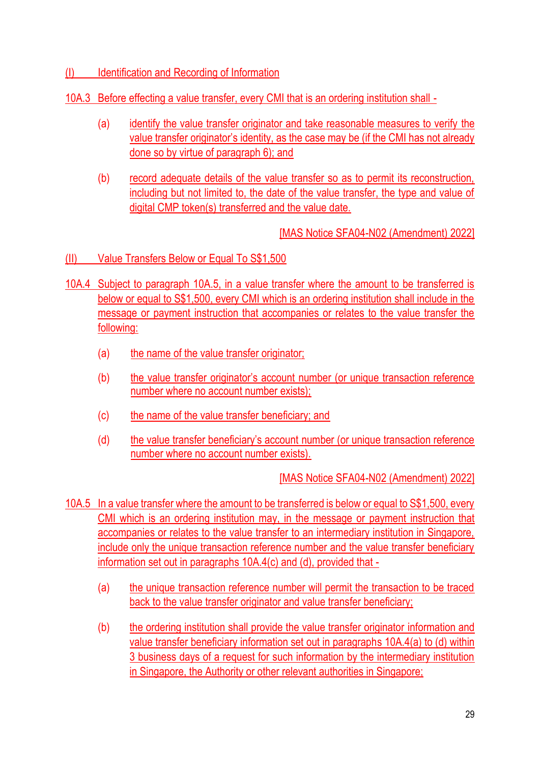(I) Identification and Recording of Information

10A.3 Before effecting a value transfer, every CMI that is an ordering institution shall -

(a) identify the value transfer originator and take reasonable measures to verify the value transfer originator's identity, as the case may be (if the CMI has not already done so by virtue of paragraph 6); and

(b) record adequate details of the value transfer so as to permit its reconstruction, including but not limited to, the date of the value transfer, the type and value of digital CMP token(s) transferred and the value date.

[MAS Notice SFA04-N02 (Amendment) 2022]

(II) Value Transfers Below or Equal To S$1,500

10A.4 Subject to paragraph 10A.5, in a value transfer where the amount to be transferred is below or equal to S$1,500, every CMI which is an ordering institution shall include in the message or payment instruction that accompanies or relates to the value transfer the following:

(a) the name of the value transfer originator;

(b) the value transfer originator's account number (or unique transaction reference number where no account number exists);

(c) the name of the value transfer beneficiary; and

(d) the value transfer beneficiary's account number (or unique transaction reference number where no account number exists).

[MAS Notice SFA04-N02 (Amendment) 2022]

10A.5 In a value transfer where the amount to be transferred is below or equal to S$1,500, every CMI which is an ordering institution may, in the message or payment instruction that accompanies or relates to the value transfer to an intermediary institution in Singapore, include only the unique transaction reference number and the value transfer beneficiary information set out in paragraphs 10A.4(c) and (d), provided that -

(a) the unique transaction reference number will permit the transaction to be traced back to the value transfer originator and value transfer beneficiary;

(b) the ordering institution shall provide the value transfer originator information and value transfer beneficiary information set out in paragraphs 10A.4(a) to (d) within 3 business days of a request for such information by the intermediary institution in Singapore, the Authority or other relevant authorities in Singapore;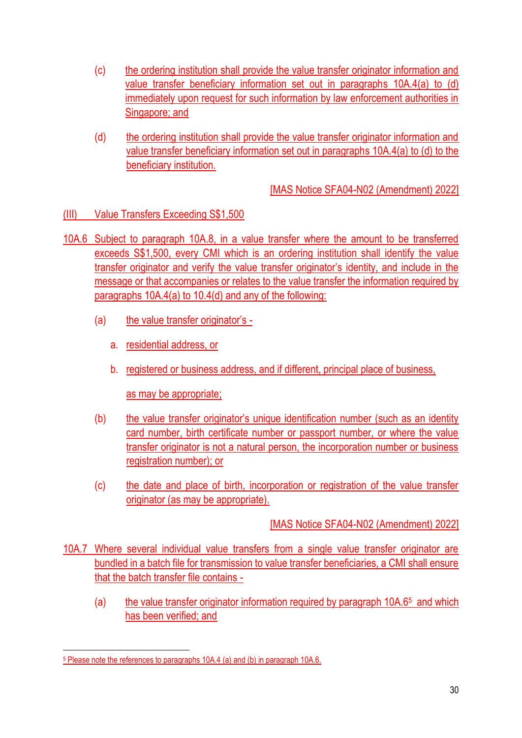(c) the ordering institution shall provide the value transfer originator information and value transfer beneficiary information set out in paragraphs 10A.4(a) to (d) immediately upon request for such information by law enforcement authorities in Singapore; and

(d) the ordering institution shall provide the value transfer originator information and value transfer beneficiary information set out in paragraphs 10A.4(a) to (d) to the beneficiary institution.

[MAS Notice SFA04-N02 (Amendment) 2022]

(III) Value Transfers Exceeding S$1,500

10A.6 Subject to paragraph 10A.8, in a value transfer where the amount to be transferred exceeds S$1,500, every CMI which is an ordering institution shall identify the value transfer originator and verify the value transfer originator's identity, and include in the message or that accompanies or relates to the value transfer the information required by paragraphs 10A.4(a) to 10.4(d) and any of the following:

(a) the value transfer originator's -

a. residential address, or

b. registered or business address, and if different, principal place of business,

as may be appropriate;

(b) the value transfer originator's unique identification number (such as an identity card number, birth certificate number or passport number, or where the value transfer originator is not a natural person, the incorporation number or business registration number); or

(c) the date and place of birth, incorporation or registration of the value transfer originator (as may be appropriate).

[MAS Notice SFA04-N02 (Amendment) 2022]

10A.7 Where several individual value transfers from a single value transfer originator are bundled in a batch file for transmission to value transfer beneficiaries, a CMI shall ensure that the batch transfer file contains -

(a) the value transfer originator information required by paragraph 10A.6[5] and which has been verified; and

[5] Please note the references to paragraphs 10A.4 (a) and (b) in paragraph 10A.6.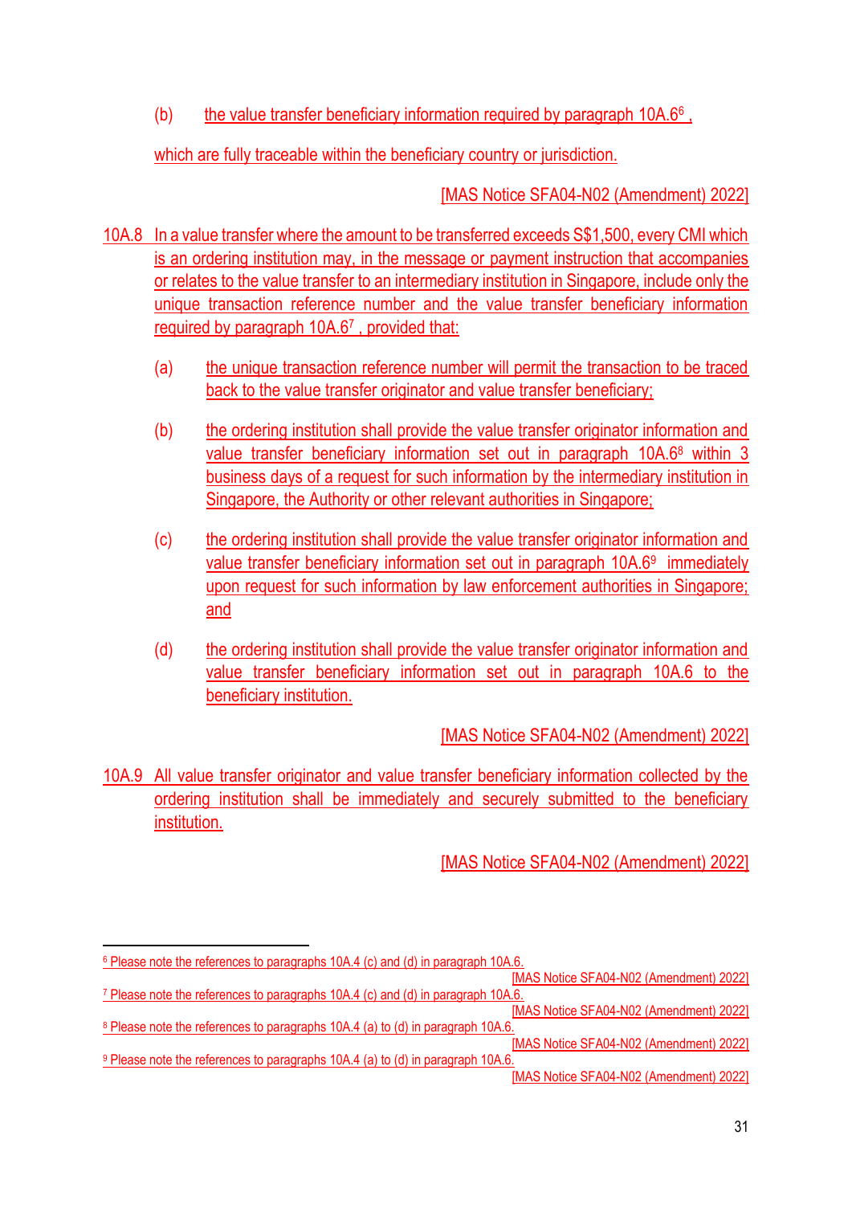(b) the value transfer beneficiary information required by paragraph 10A.6[6],

which are fully traceable within the beneficiary country or jurisdiction.

[MAS Notice SFA04-N02 (Amendment) 2022]

10A.8 In a value transfer where the amount to be transferred exceeds S$1,500, every CMI which is an ordering institution may, in the message or payment instruction that accompanies or relates to the value transfer to an intermediary institution in Singapore, include only the unique transaction reference number and the value transfer beneficiary information required by paragraph 10A.6[7], provided that:

(a) the unique transaction reference number will permit the transaction to be traced back to the value transfer originator and value transfer beneficiary;

(b) the ordering institution shall provide the value transfer originator information and value transfer beneficiary information set out in paragraph 10A.6[8] within 3 business days of a request for such information by the intermediary institution in Singapore, the Authority or other relevant authorities in Singapore;

(c) the ordering institution shall provide the value transfer originator information and value transfer beneficiary information set out in paragraph 10A.6[9] immediately upon request for such information by law enforcement authorities in Singapore; and

(d) the ordering institution shall provide the value transfer originator information and value transfer beneficiary information set out in paragraph 10A.6 to the beneficiary institution.

[MAS Notice SFA04-N02 (Amendment) 2022]

10A.9 All value transfer originator and value transfer beneficiary information collected by the ordering institution shall be immediately and securely submitted to the beneficiary institution.

[MAS Notice SFA04-N02 (Amendment) 2022]

---

[6] Please note the references to paragraphs 10A.4 (c) and (d) in paragraph 10A.6.
[MAS Notice SFA04-N02 (Amendment) 2022]

[7] Please note the references to paragraphs 10A.4 (c) and (d) in paragraph 10A.6.
[MAS Notice SFA04-N02 (Amendment) 2022]

[8] Please note the references to paragraphs 10A.4 (a) to (d) in paragraph 10A.6.
[MAS Notice SFA04-N02 (Amendment) 2022]

[9] Please note the references to paragraphs 10A.4 (a) to (d) in paragraph 10A.6.
[MAS Notice SFA04-N02 (Amendment) 2022]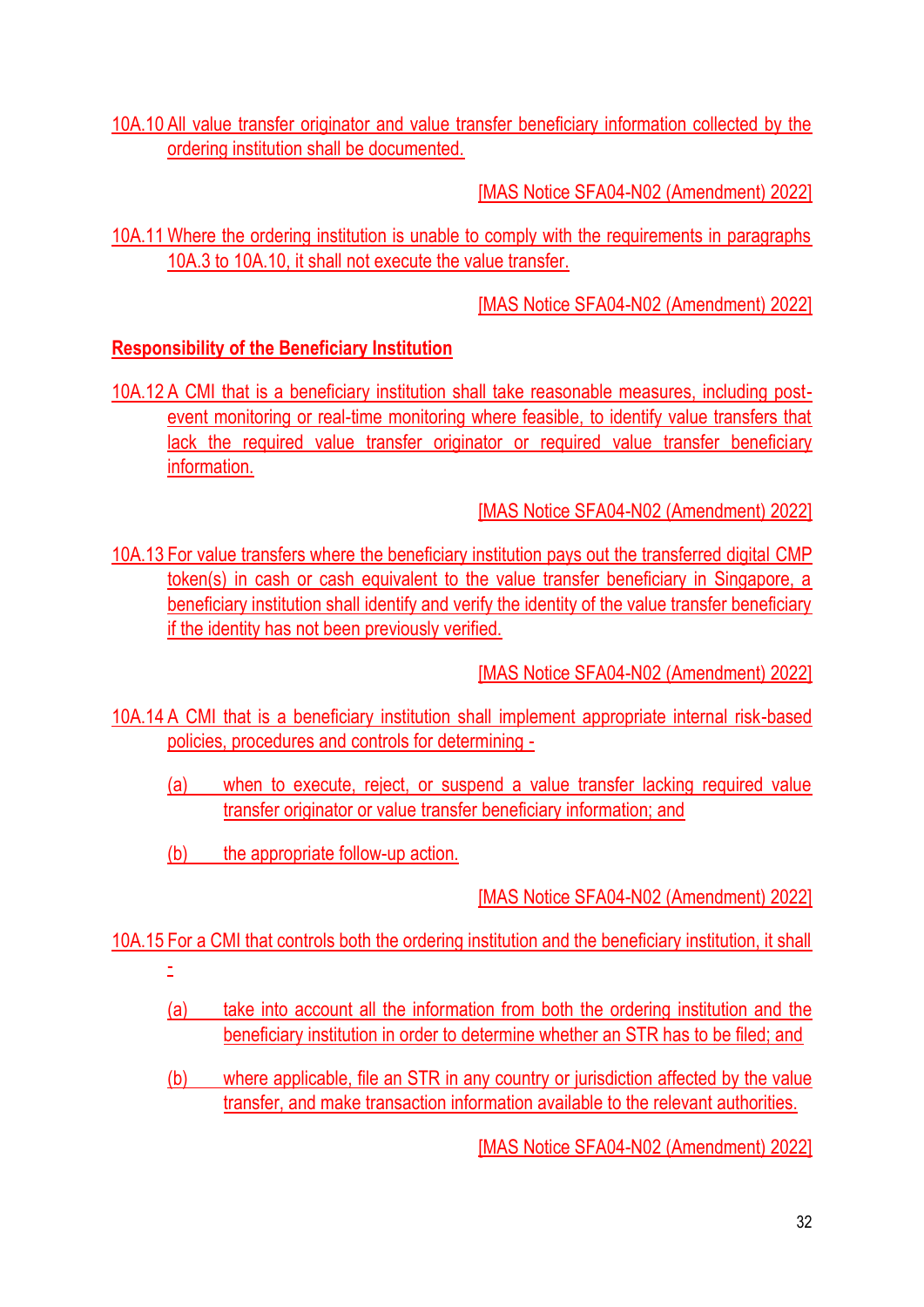10A.10 All value transfer originator and value transfer beneficiary information collected by the ordering institution shall be documented.

[MAS Notice SFA04-N02 (Amendment) 2022]

10A.11 Where the ordering institution is unable to comply with the requirements in paragraphs 10A.3 to 10A.10, it shall not execute the value transfer.

[MAS Notice SFA04-N02 (Amendment) 2022]

**Responsibility of the Beneficiary Institution**

10A.12 A CMI that is a beneficiary institution shall take reasonable measures, including post-event monitoring or real-time monitoring where feasible, to identify value transfers that lack the required value transfer originator or required value transfer beneficiary information.

[MAS Notice SFA04-N02 (Amendment) 2022]

10A.13 For value transfers where the beneficiary institution pays out the transferred digital CMP token(s) in cash or cash equivalent to the value transfer beneficiary in Singapore, a beneficiary institution shall identify and verify the identity of the value transfer beneficiary if the identity has not been previously verified.

[MAS Notice SFA04-N02 (Amendment) 2022]

10A.14 A CMI that is a beneficiary institution shall implement appropriate internal risk-based policies, procedures and controls for determining -

(a) when to execute, reject, or suspend a value transfer lacking required value transfer originator or value transfer beneficiary information; and

(b) the appropriate follow-up action.

[MAS Notice SFA04-N02 (Amendment) 2022]

10A.15 For a CMI that controls both the ordering institution and the beneficiary institution, it shall -

(a) take into account all the information from both the ordering institution and the beneficiary institution in order to determine whether an STR has to be filed; and

(b) where applicable, file an STR in any country or jurisdiction affected by the value transfer, and make transaction information available to the relevant authorities.

[MAS Notice SFA04-N02 (Amendment) 2022]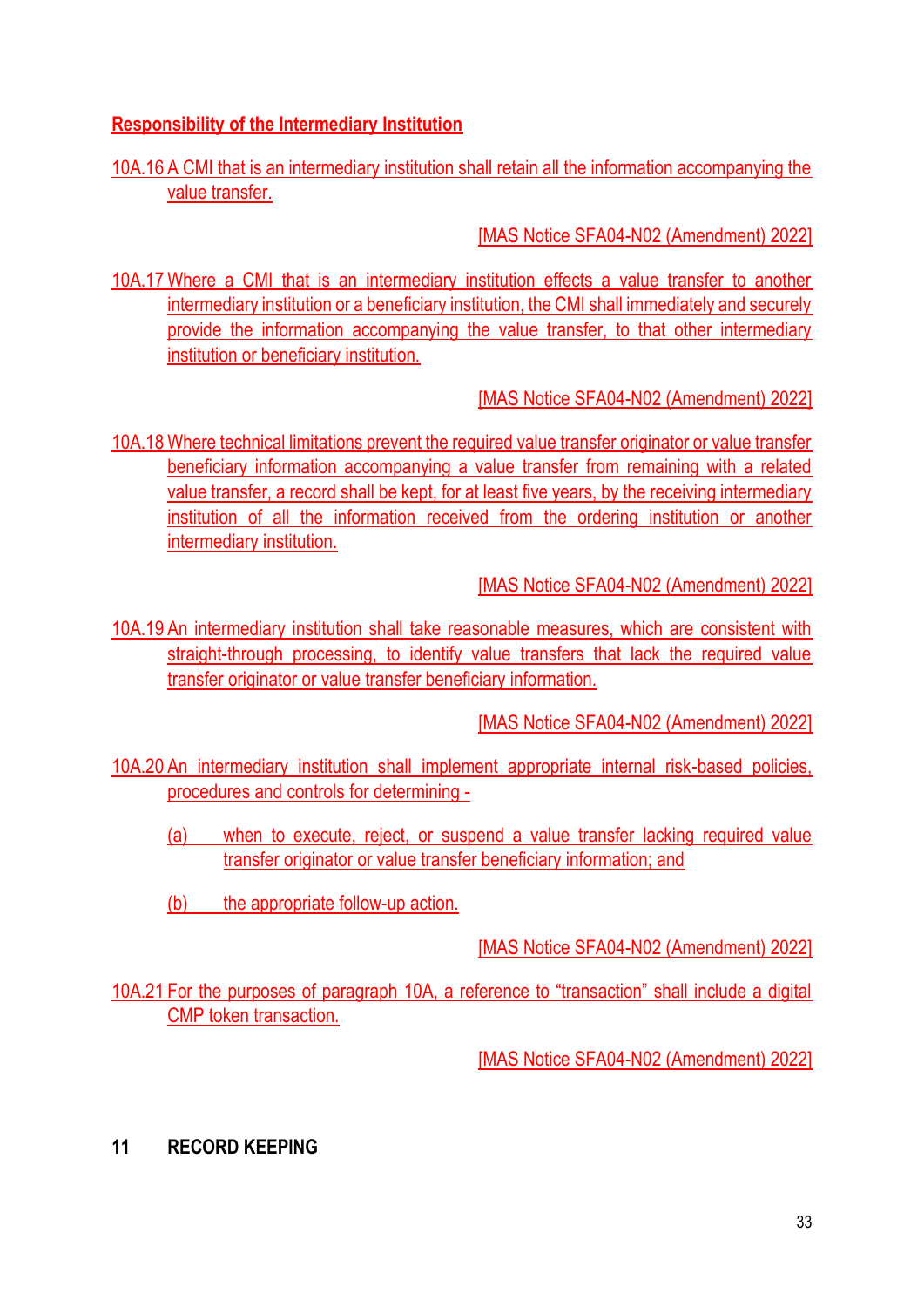**Responsibility of the Intermediary Institution**

10A.16 A CMI that is an intermediary institution shall retain all the information accompanying the value transfer.

[MAS Notice SFA04-N02 (Amendment) 2022]

10A.17 Where a CMI that is an intermediary institution effects a value transfer to another intermediary institution or a beneficiary institution, the CMI shall immediately and securely provide the information accompanying the value transfer, to that other intermediary institution or beneficiary institution.

[MAS Notice SFA04-N02 (Amendment) 2022]

10A.18 Where technical limitations prevent the required value transfer originator or value transfer beneficiary information accompanying a value transfer from remaining with a related value transfer, a record shall be kept, for at least five years, by the receiving intermediary institution of all the information received from the ordering institution or another intermediary institution.

[MAS Notice SFA04-N02 (Amendment) 2022]

10A.19 An intermediary institution shall take reasonable measures, which are consistent with straight-through processing, to identify value transfers that lack the required value transfer originator or value transfer beneficiary information.

[MAS Notice SFA04-N02 (Amendment) 2022]

10A.20 An intermediary institution shall implement appropriate internal risk-based policies, procedures and controls for determining -

(a) when to execute, reject, or suspend a value transfer lacking required value transfer originator or value transfer beneficiary information; and

(b) the appropriate follow-up action.

[MAS Notice SFA04-N02 (Amendment) 2022]

10A.21 For the purposes of paragraph 10A, a reference to "transaction" shall include a digital CMP token transaction.

[MAS Notice SFA04-N02 (Amendment) 2022]

## 11 RECORD KEEPING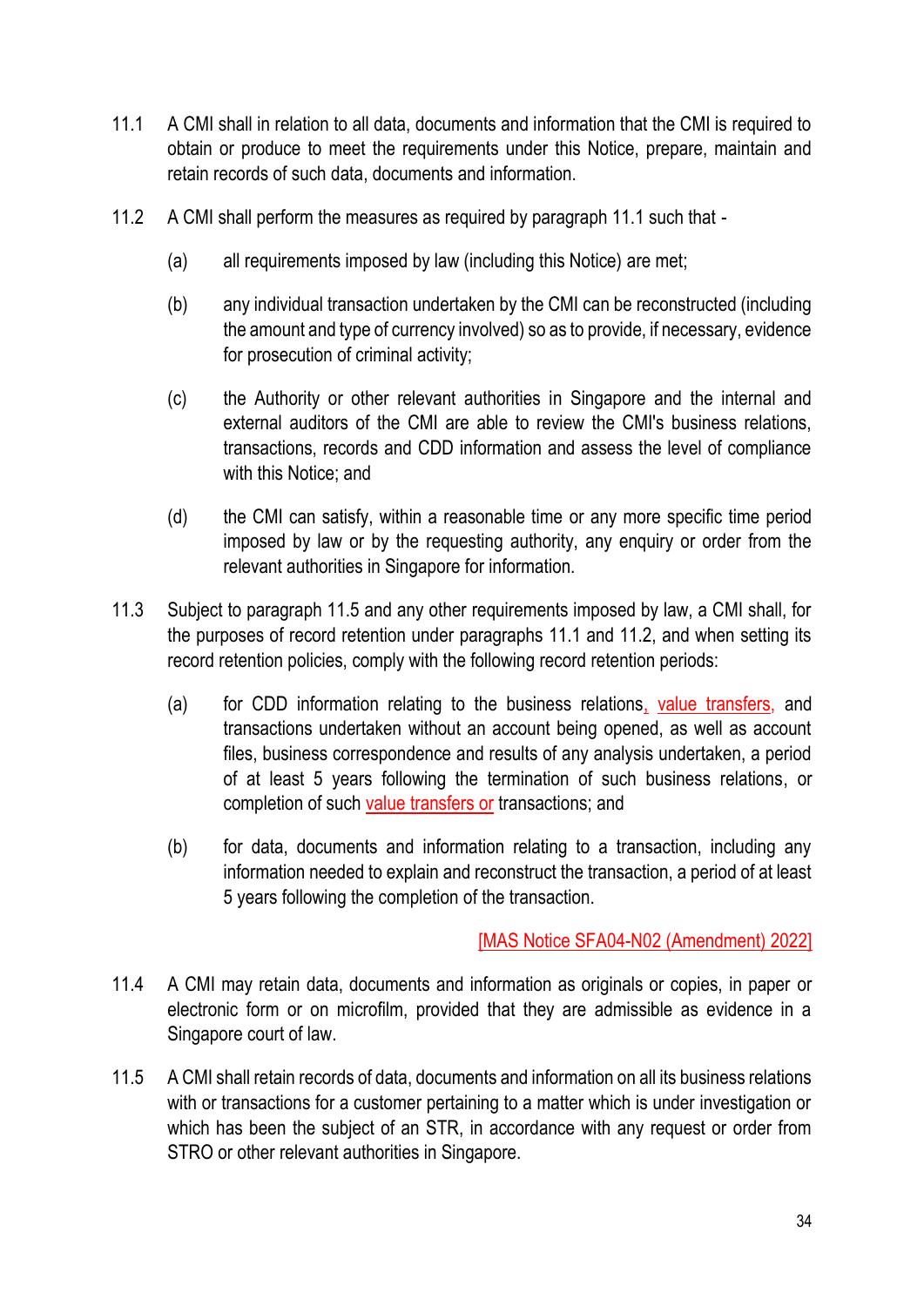11.1 A CMI shall in relation to all data, documents and information that the CMI is required to obtain or produce to meet the requirements under this Notice, prepare, maintain and retain records of such data, documents and information.

11.2 A CMI shall perform the measures as required by paragraph 11.1 such that -

(a) all requirements imposed by law (including this Notice) are met;

(b) any individual transaction undertaken by the CMI can be reconstructed (including the amount and type of currency involved) so as to provide, if necessary, evidence for prosecution of criminal activity;

(c) the Authority or other relevant authorities in Singapore and the internal and external auditors of the CMI are able to review the CMI's business relations, transactions, records and CDD information and assess the level of compliance with this Notice; and

(d) the CMI can satisfy, within a reasonable time or any more specific time period imposed by law or by the requesting authority, any enquiry or order from the relevant authorities in Singapore for information.

11.3 Subject to paragraph 11.5 and any other requirements imposed by law, a CMI shall, for the purposes of record retention under paragraphs 11.1 and 11.2, and when setting its record retention policies, comply with the following record retention periods:

(a) for CDD information relating to the business relations, value transfers, and transactions undertaken without an account being opened, as well as account files, business correspondence and results of any analysis undertaken, a period of at least 5 years following the termination of such business relations, or completion of such value transfers or transactions; and

(b) for data, documents and information relating to a transaction, including any information needed to explain and reconstruct the transaction, a period of at least 5 years following the completion of the transaction.

[MAS Notice SFA04-N02 (Amendment) 2022]

11.4 A CMI may retain data, documents and information as originals or copies, in paper or electronic form or on microfilm, provided that they are admissible as evidence in a Singapore court of law.

11.5 A CMI shall retain records of data, documents and information on all its business relations with or transactions for a customer pertaining to a matter which is under investigation or which has been the subject of an STR, in accordance with any request or order from STRO or other relevant authorities in Singapore.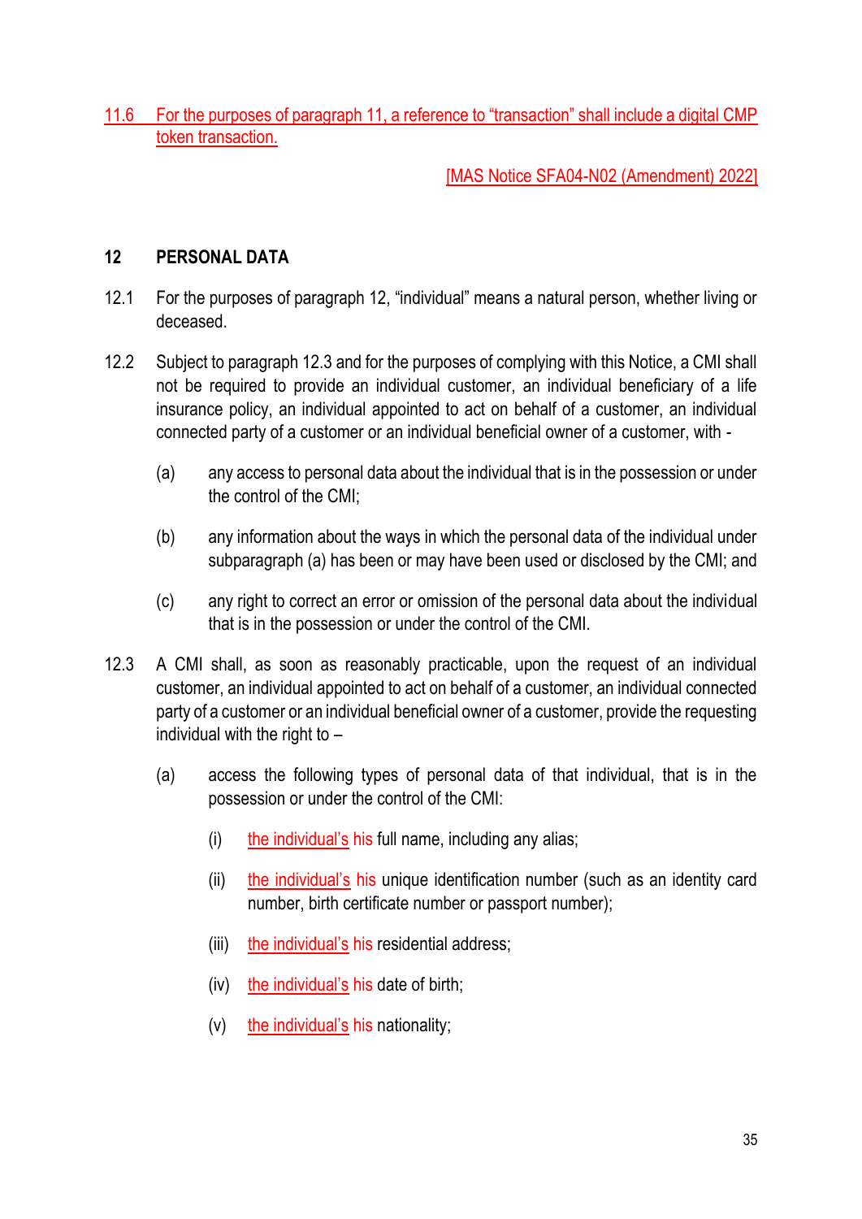11.6 For the purposes of paragraph 11, a reference to "transaction" shall include a digital CMP token transaction.

[MAS Notice SFA04-N02 (Amendment) 2022]

## 12 PERSONAL DATA

12.1 For the purposes of paragraph 12, "individual" means a natural person, whether living or deceased.

12.2 Subject to paragraph 12.3 and for the purposes of complying with this Notice, a CMI shall not be required to provide an individual customer, an individual beneficiary of a life insurance policy, an individual appointed to act on behalf of a customer, an individual connected party of a customer or an individual beneficial owner of a customer, with -

(a) any access to personal data about the individual that is in the possession or under the control of the CMI;

(b) any information about the ways in which the personal data of the individual under subparagraph (a) has been or may have been used or disclosed by the CMI; and

(c) any right to correct an error or omission of the personal data about the individual that is in the possession or under the control of the CMI.

12.3 A CMI shall, as soon as reasonably practicable, upon the request of an individual customer, an individual appointed to act on behalf of a customer, an individual connected party of a customer or an individual beneficial owner of a customer, provide the requesting individual with the right to –

(a) access the following types of personal data of that individual, that is in the possession or under the control of the CMI:

(i) the individual's his full name, including any alias;

(ii) the individual's his unique identification number (such as an identity card number, birth certificate number or passport number);

(iii) the individual's his residential address;

(iv) the individual's his date of birth;

(v) the individual's his nationality;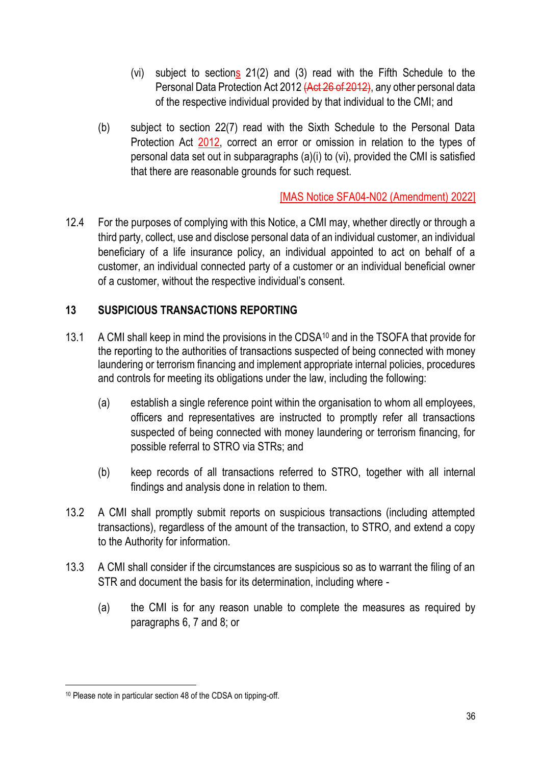(vi) subject to sections 21(2) and (3) read with the Fifth Schedule to the Personal Data Protection Act 2012 ~~(Act 26 of 2012)~~, any other personal data of the respective individual provided by that individual to the CMI; and

(b) subject to section 22(7) read with the Sixth Schedule to the Personal Data Protection Act 2012, correct an error or omission in relation to the types of personal data set out in subparagraphs (a)(i) to (vi), provided the CMI is satisfied that there are reasonable grounds for such request.

[MAS Notice SFA04-N02 (Amendment) 2022]

12.4 For the purposes of complying with this Notice, a CMI may, whether directly or through a third party, collect, use and disclose personal data of an individual customer, an individual beneficiary of a life insurance policy, an individual appointed to act on behalf of a customer, an individual connected party of a customer or an individual beneficial owner of a customer, without the respective individual's consent.

## 13 SUSPICIOUS TRANSACTIONS REPORTING

13.1 A CMI shall keep in mind the provisions in the CDSA[10] and in the TSOFA that provide for the reporting to the authorities of transactions suspected of being connected with money laundering or terrorism financing and implement appropriate internal policies, procedures and controls for meeting its obligations under the law, including the following:

(a) establish a single reference point within the organisation to whom all employees, officers and representatives are instructed to promptly refer all transactions suspected of being connected with money laundering or terrorism financing, for possible referral to STRO via STRs; and

(b) keep records of all transactions referred to STRO, together with all internal findings and analysis done in relation to them.

13.2 A CMI shall promptly submit reports on suspicious transactions (including attempted transactions), regardless of the amount of the transaction, to STRO, and extend a copy to the Authority for information.

13.3 A CMI shall consider if the circumstances are suspicious so as to warrant the filing of an STR and document the basis for its determination, including where -

(a) the CMI is for any reason unable to complete the measures as required by paragraphs 6, 7 and 8; or

[10] Please note in particular section 48 of the CDSA on tipping-off.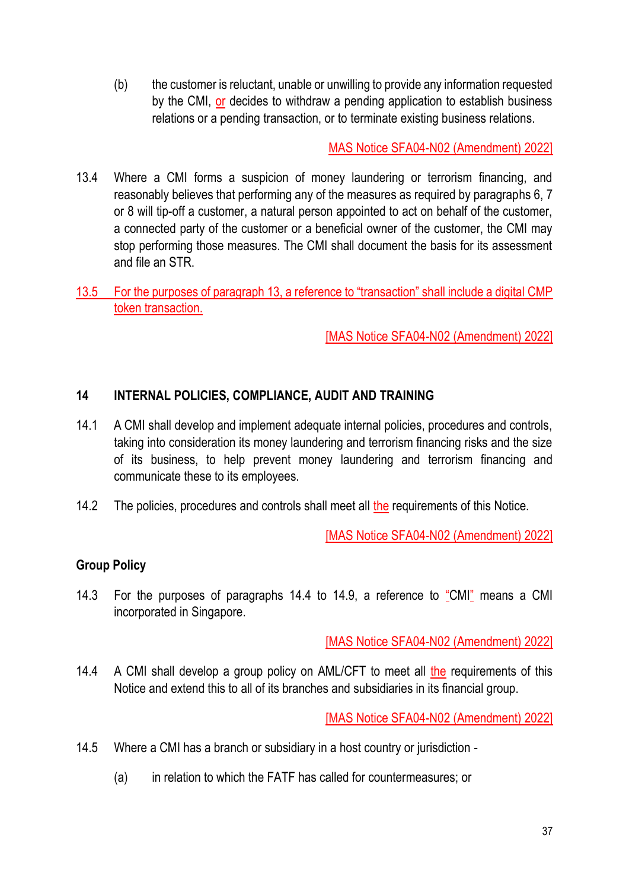(b) the customer is reluctant, unable or unwilling to provide any information requested by the CMI, or decides to withdraw a pending application to establish business relations or a pending transaction, or to terminate existing business relations.

MAS Notice SFA04-N02 (Amendment) 2022]

13.4 Where a CMI forms a suspicion of money laundering or terrorism financing, and reasonably believes that performing any of the measures as required by paragraphs 6, 7 or 8 will tip-off a customer, a natural person appointed to act on behalf of the customer, a connected party of the customer or a beneficial owner of the customer, the CMI may stop performing those measures. The CMI shall document the basis for its assessment and file an STR.

13.5 For the purposes of paragraph 13, a reference to "transaction" shall include a digital CMP token transaction.

[MAS Notice SFA04-N02 (Amendment) 2022]

## 14 INTERNAL POLICIES, COMPLIANCE, AUDIT AND TRAINING

14.1 A CMI shall develop and implement adequate internal policies, procedures and controls, taking into consideration its money laundering and terrorism financing risks and the size of its business, to help prevent money laundering and terrorism financing and communicate these to its employees.

14.2 The policies, procedures and controls shall meet all the requirements of this Notice.

[MAS Notice SFA04-N02 (Amendment) 2022]

### Group Policy

14.3 For the purposes of paragraphs 14.4 to 14.9, a reference to "CMI" means a CMI incorporated in Singapore.

[MAS Notice SFA04-N02 (Amendment) 2022]

14.4 A CMI shall develop a group policy on AML/CFT to meet all the requirements of this Notice and extend this to all of its branches and subsidiaries in its financial group.

[MAS Notice SFA04-N02 (Amendment) 2022]

14.5 Where a CMI has a branch or subsidiary in a host country or jurisdiction -

(a) in relation to which the FATF has called for countermeasures; or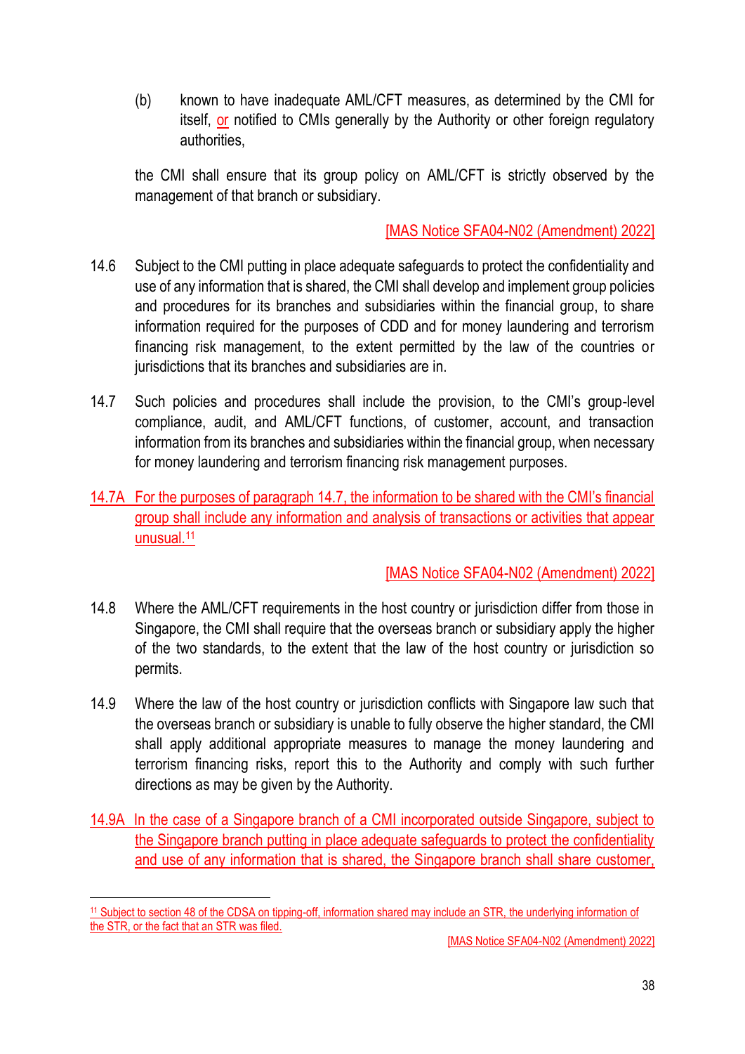(b) known to have inadequate AML/CFT measures, as determined by the CMI for itself, or notified to CMIs generally by the Authority or other foreign regulatory authorities,

the CMI shall ensure that its group policy on AML/CFT is strictly observed by the management of that branch or subsidiary.

[MAS Notice SFA04-N02 (Amendment) 2022]

14.6 Subject to the CMI putting in place adequate safeguards to protect the confidentiality and use of any information that is shared, the CMI shall develop and implement group policies and procedures for its branches and subsidiaries within the financial group, to share information required for the purposes of CDD and for money laundering and terrorism financing risk management, to the extent permitted by the law of the countries or jurisdictions that its branches and subsidiaries are in.

14.7 Such policies and procedures shall include the provision, to the CMI's group-level compliance, audit, and AML/CFT functions, of customer, account, and transaction information from its branches and subsidiaries within the financial group, when necessary for money laundering and terrorism financing risk management purposes.

14.7A For the purposes of paragraph 14.7, the information to be shared with the CMI's financial group shall include any information and analysis of transactions or activities that appear unusual.[11]

[MAS Notice SFA04-N02 (Amendment) 2022]

14.8 Where the AML/CFT requirements in the host country or jurisdiction differ from those in Singapore, the CMI shall require that the overseas branch or subsidiary apply the higher of the two standards, to the extent that the law of the host country or jurisdiction so permits.

14.9 Where the law of the host country or jurisdiction conflicts with Singapore law such that the overseas branch or subsidiary is unable to fully observe the higher standard, the CMI shall apply additional appropriate measures to manage the money laundering and terrorism financing risks, report this to the Authority and comply with such further directions as may be given by the Authority.

14.9A In the case of a Singapore branch of a CMI incorporated outside Singapore, subject to the Singapore branch putting in place adequate safeguards to protect the confidentiality and use of any information that is shared, the Singapore branch shall share customer,

---

[11] Subject to section 48 of the CDSA on tipping-off, information shared may include an STR, the underlying information of the STR, or the fact that an STR was filed.

[MAS Notice SFA04-N02 (Amendment) 2022]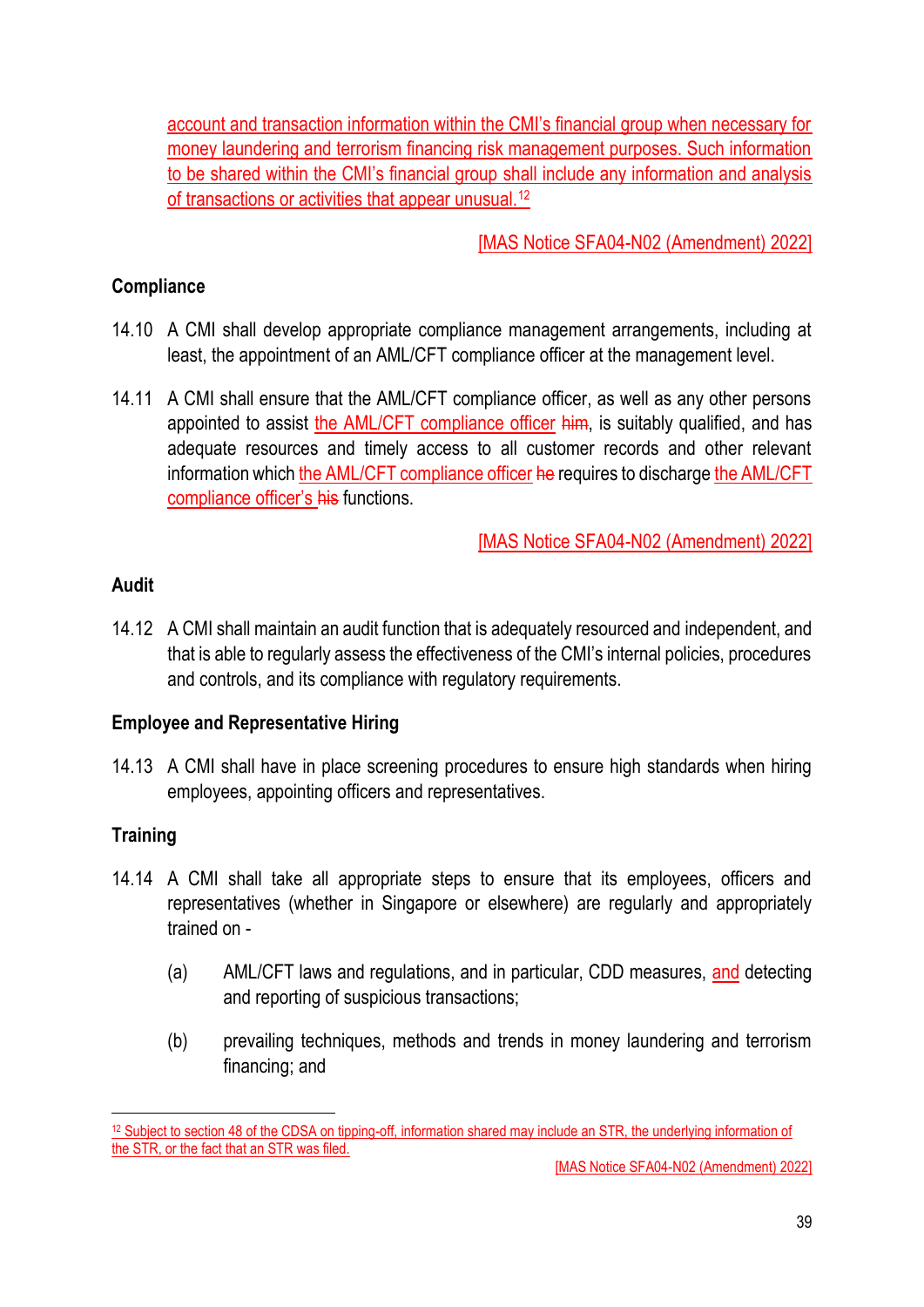account and transaction information within the CMI's financial group when necessary for money laundering and terrorism financing risk management purposes. Such information to be shared within the CMI's financial group shall include any information and analysis of transactions or activities that appear unusual.[12]

[MAS Notice SFA04-N02 (Amendment) 2022]

**Compliance**

14.10 A CMI shall develop appropriate compliance management arrangements, including at least, the appointment of an AML/CFT compliance officer at the management level.

14.11 A CMI shall ensure that the AML/CFT compliance officer, as well as any other persons appointed to assist the AML/CFT compliance officer ~~him~~, is suitably qualified, and has adequate resources and timely access to all customer records and other relevant information which the AML/CFT compliance officer ~~he~~ requires to discharge the AML/CFT compliance officer's ~~his~~ functions.

[MAS Notice SFA04-N02 (Amendment) 2022]

**Audit**

14.12 A CMI shall maintain an audit function that is adequately resourced and independent, and that is able to regularly assess the effectiveness of the CMI's internal policies, procedures and controls, and its compliance with regulatory requirements.

**Employee and Representative Hiring**

14.13 A CMI shall have in place screening procedures to ensure high standards when hiring employees, appointing officers and representatives.

**Training**

14.14 A CMI shall take all appropriate steps to ensure that its employees, officers and representatives (whether in Singapore or elsewhere) are regularly and appropriately trained on -

(a) AML/CFT laws and regulations, and in particular, CDD measures, and detecting and reporting of suspicious transactions;

(b) prevailing techniques, methods and trends in money laundering and terrorism financing; and

---

[12] Subject to section 48 of the CDSA on tipping-off, information shared may include an STR, the underlying information of the STR, or the fact that an STR was filed.

[MAS Notice SFA04-N02 (Amendment) 2022]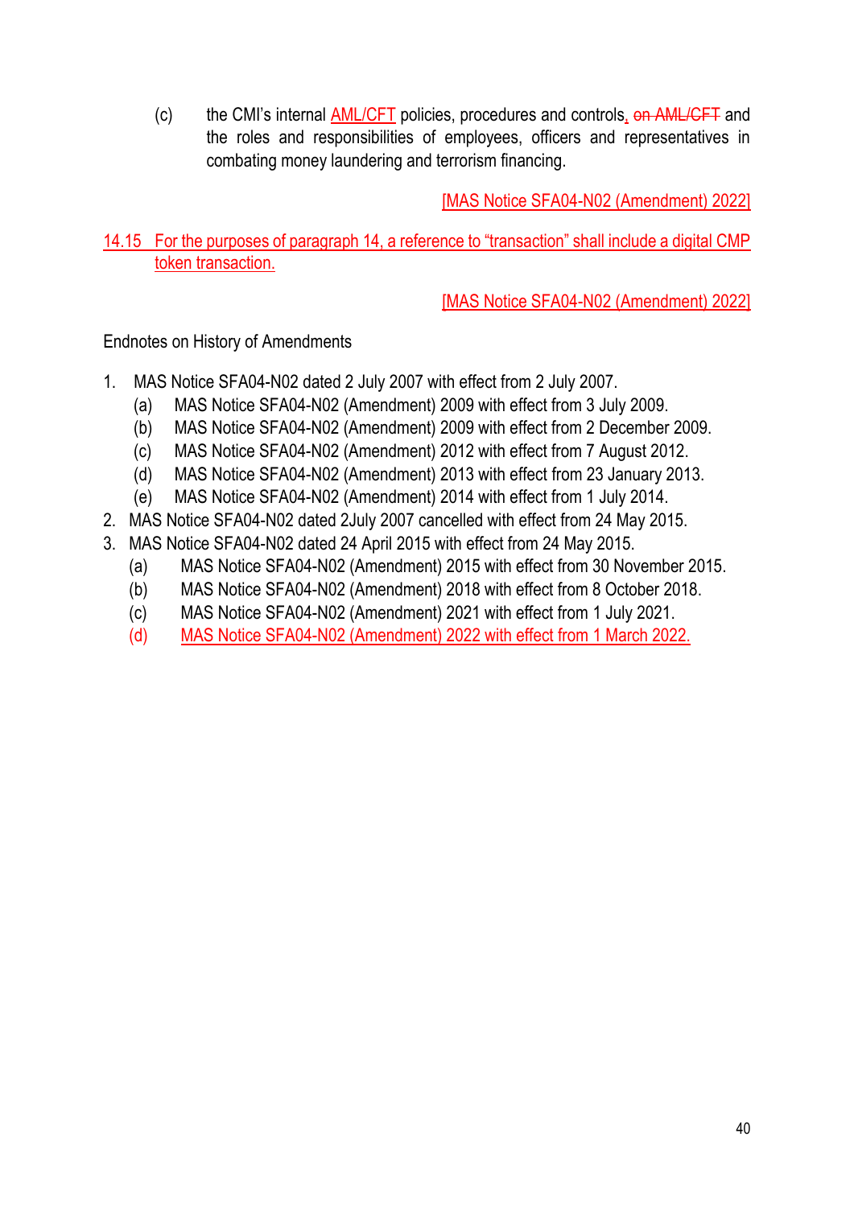(c) the CMI's internal AML/CFT policies, procedures and controls, ~~on AML/CFT~~ and the roles and responsibilities of employees, officers and representatives in combating money laundering and terrorism financing.

[MAS Notice SFA04-N02 (Amendment) 2022]

14.15 For the purposes of paragraph 14, a reference to "transaction" shall include a digital CMP token transaction.

[MAS Notice SFA04-N02 (Amendment) 2022]

Endnotes on History of Amendments

1. MAS Notice SFA04-N02 dated 2 July 2007 with effect from 2 July 2007.
   (a) MAS Notice SFA04-N02 (Amendment) 2009 with effect from 3 July 2009.
   (b) MAS Notice SFA04-N02 (Amendment) 2009 with effect from 2 December 2009.
   (c) MAS Notice SFA04-N02 (Amendment) 2012 with effect from 7 August 2012.
   (d) MAS Notice SFA04-N02 (Amendment) 2013 with effect from 23 January 2013.
   (e) MAS Notice SFA04-N02 (Amendment) 2014 with effect from 1 July 2014.
2. MAS Notice SFA04-N02 dated 2July 2007 cancelled with effect from 24 May 2015.
3. MAS Notice SFA04-N02 dated 24 April 2015 with effect from 24 May 2015.
   (a) MAS Notice SFA04-N02 (Amendment) 2015 with effect from 30 November 2015.
   (b) MAS Notice SFA04-N02 (Amendment) 2018 with effect from 8 October 2018.
   (c) MAS Notice SFA04-N02 (Amendment) 2021 with effect from 1 July 2021.
   (d) MAS Notice SFA04-N02 (Amendment) 2022 with effect from 1 March 2022.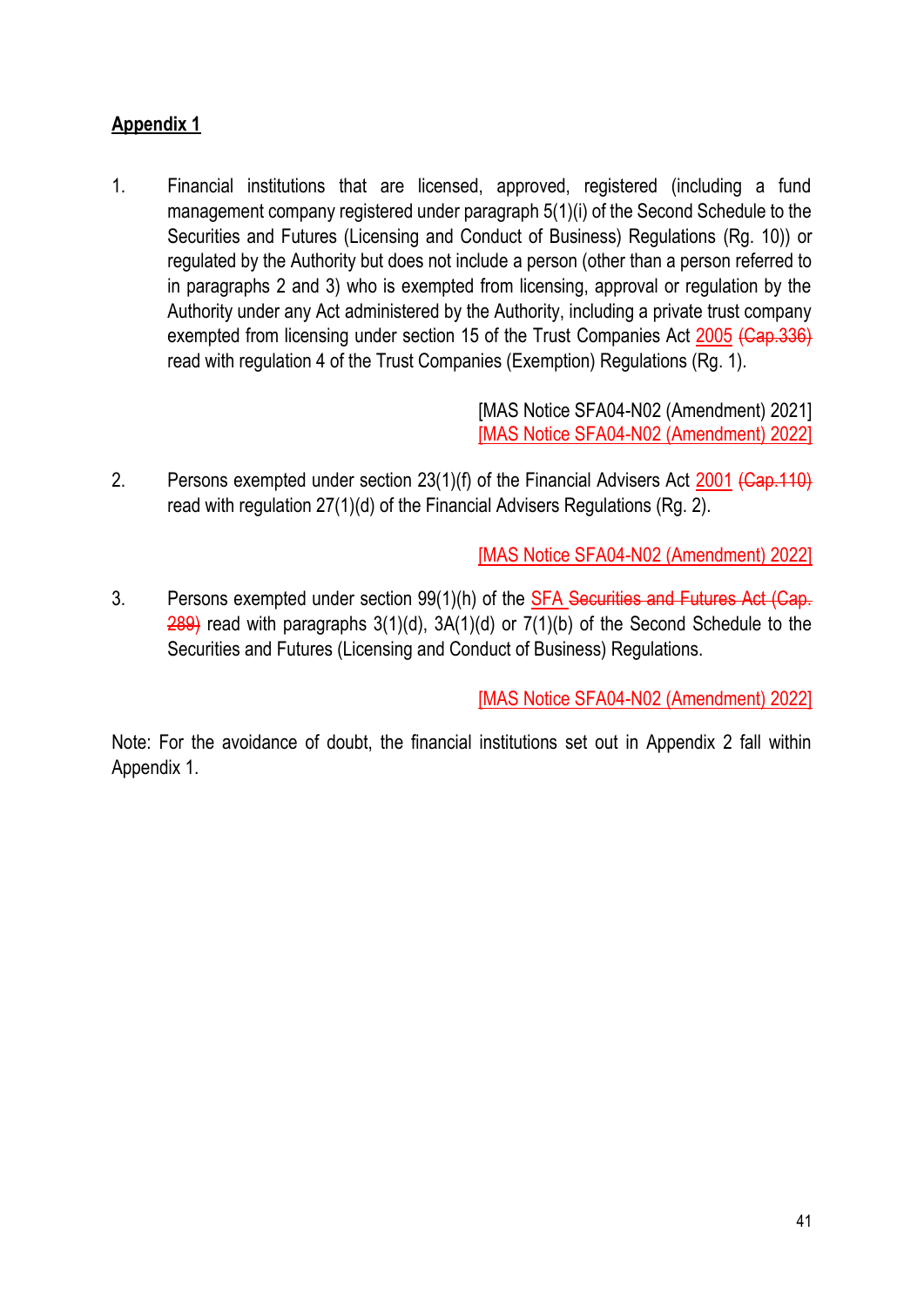**Appendix 1**

1. Financial institutions that are licensed, approved, registered (including a fund management company registered under paragraph 5(1)(i) of the Second Schedule to the Securities and Futures (Licensing and Conduct of Business) Regulations (Rg. 10)) or regulated by the Authority but does not include a person (other than a person referred to in paragraphs 2 and 3) who is exempted from licensing, approval or regulation by the Authority under any Act administered by the Authority, including a private trust company exempted from licensing under section 15 of the Trust Companies Act 2005 ~~(Cap.336)~~ read with regulation 4 of the Trust Companies (Exemption) Regulations (Rg. 1).

   [MAS Notice SFA04-N02 (Amendment) 2021]
   [MAS Notice SFA04-N02 (Amendment) 2022]

2. Persons exempted under section 23(1)(f) of the Financial Advisers Act 2001 ~~(Cap.110)~~ read with regulation 27(1)(d) of the Financial Advisers Regulations (Rg. 2).

   [MAS Notice SFA04-N02 (Amendment) 2022]

3. Persons exempted under section 99(1)(h) of the SFA ~~Securities and Futures Act (Cap. 289)~~ read with paragraphs 3(1)(d), 3A(1)(d) or 7(1)(b) of the Second Schedule to the Securities and Futures (Licensing and Conduct of Business) Regulations.

   [MAS Notice SFA04-N02 (Amendment) 2022]

Note: For the avoidance of doubt, the financial institutions set out in Appendix 2 fall within Appendix 1.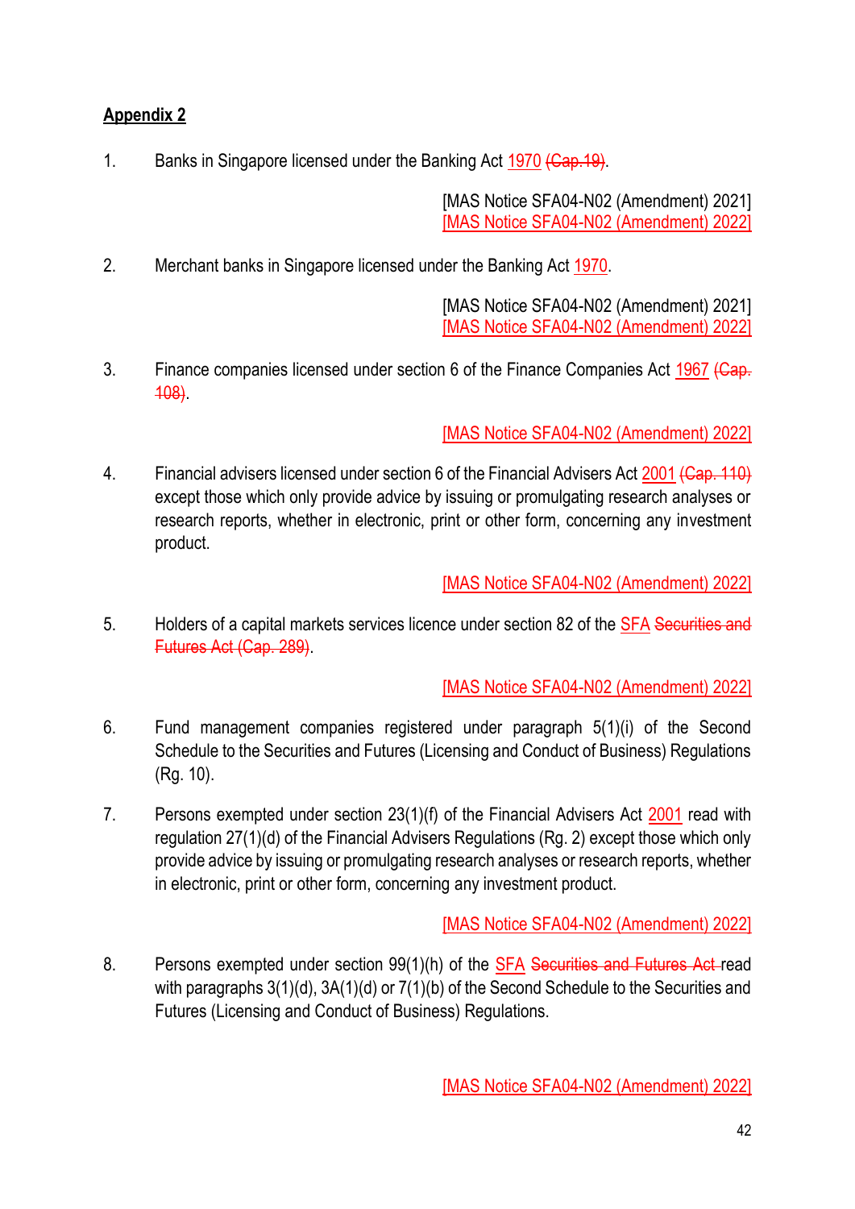## Appendix 2

1. Banks in Singapore licensed under the Banking Act 1970 (Cap.19).

   [MAS Notice SFA04-N02 (Amendment) 2021]
   [MAS Notice SFA04-N02 (Amendment) 2022]

2. Merchant banks in Singapore licensed under the Banking Act 1970.

   [MAS Notice SFA04-N02 (Amendment) 2021]
   [MAS Notice SFA04-N02 (Amendment) 2022]

3. Finance companies licensed under section 6 of the Finance Companies Act 1967 (Cap. 108).

   [MAS Notice SFA04-N02 (Amendment) 2022]

4. Financial advisers licensed under section 6 of the Financial Advisers Act 2001 (Cap. 110) except those which only provide advice by issuing or promulgating research analyses or research reports, whether in electronic, print or other form, concerning any investment product.

   [MAS Notice SFA04-N02 (Amendment) 2022]

5. Holders of a capital markets services licence under section 82 of the SFA Securities and Futures Act (Cap. 289).

   [MAS Notice SFA04-N02 (Amendment) 2022]

6. Fund management companies registered under paragraph 5(1)(i) of the Second Schedule to the Securities and Futures (Licensing and Conduct of Business) Regulations (Rg. 10).

7. Persons exempted under section 23(1)(f) of the Financial Advisers Act 2001 read with regulation 27(1)(d) of the Financial Advisers Regulations (Rg. 2) except those which only provide advice by issuing or promulgating research analyses or research reports, whether in electronic, print or other form, concerning any investment product.

   [MAS Notice SFA04-N02 (Amendment) 2022]

8. Persons exempted under section 99(1)(h) of the SFA Securities and Futures Act read with paragraphs 3(1)(d), 3A(1)(d) or 7(1)(b) of the Second Schedule to the Securities and Futures (Licensing and Conduct of Business) Regulations.

   [MAS Notice SFA04-N02 (Amendment) 2022]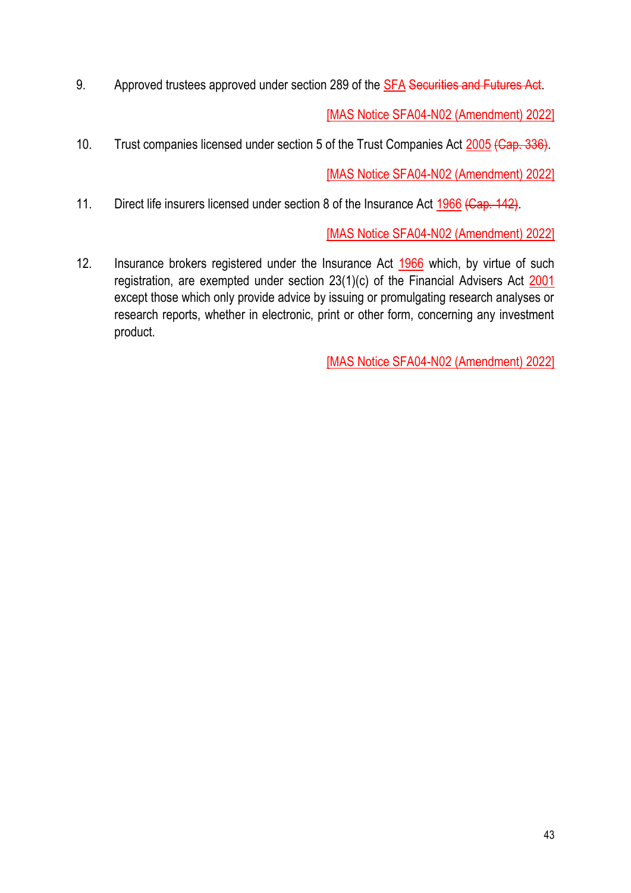9. Approved trustees approved under section 289 of the SFA ~~Securities and Futures Act~~.

[MAS Notice SFA04-N02 (Amendment) 2022]

10. Trust companies licensed under section 5 of the Trust Companies Act 2005 ~~(Cap. 336)~~.

[MAS Notice SFA04-N02 (Amendment) 2022]

11. Direct life insurers licensed under section 8 of the Insurance Act 1966 ~~(Cap. 142)~~.

[MAS Notice SFA04-N02 (Amendment) 2022]

12. Insurance brokers registered under the Insurance Act 1966 which, by virtue of such registration, are exempted under section 23(1)(c) of the Financial Advisers Act 2001 except those which only provide advice by issuing or promulgating research analyses or research reports, whether in electronic, print or other form, concerning any investment product.

[MAS Notice SFA04-N02 (Amendment) 2022]